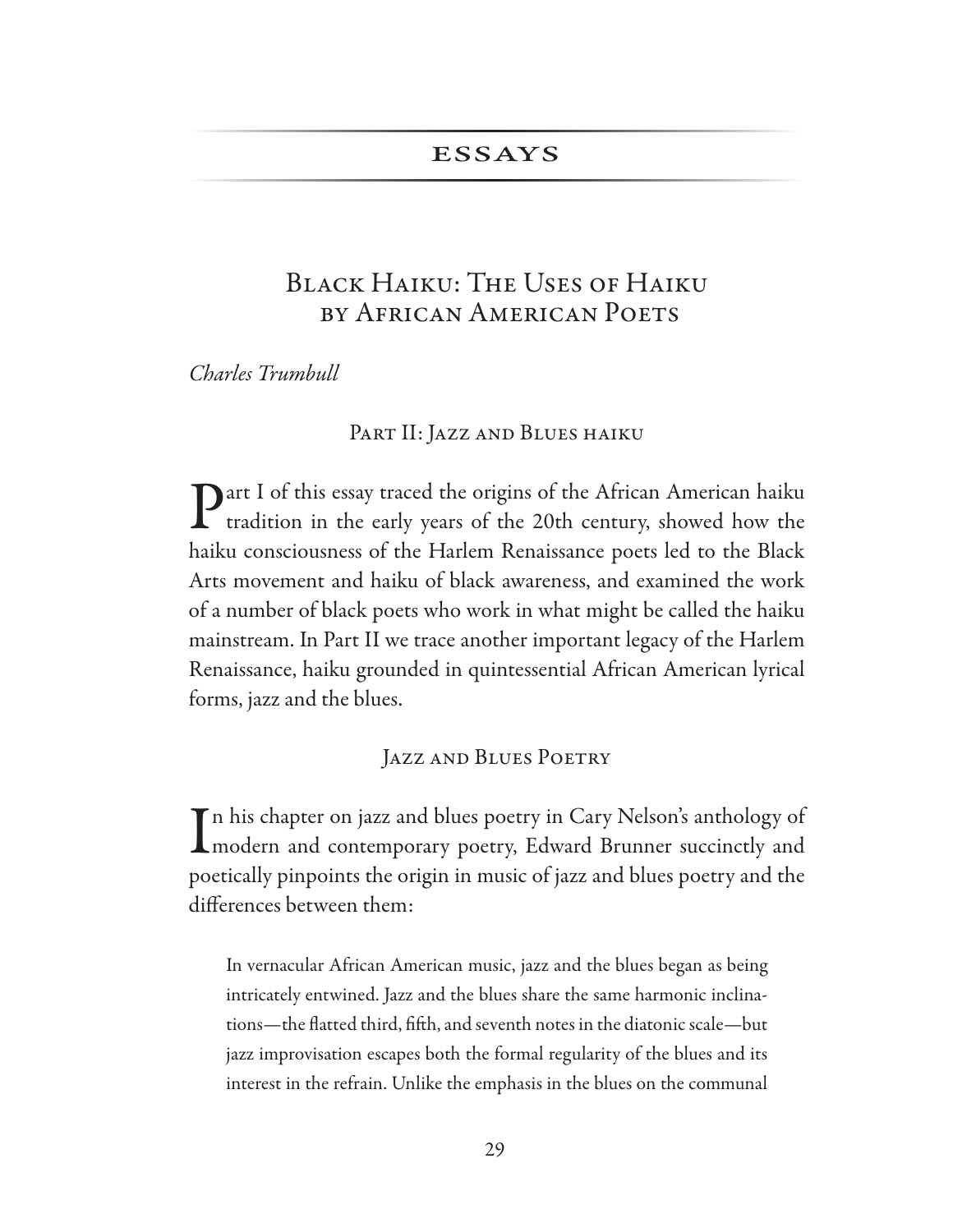## ESSAYS

# Black Haiku: The Uses of Haiku by African American Poets

*Charles Trumbull*

### Part II: Jazz and Blues haiku

Part I of this essay traced the origins of the African American haiku tradition in the early years of the 20th century, showed how the haiku consciousness of the Harlem Renaissance poets led to the Black Arts movement and haiku of black awareness, and examined the work of a number of black poets who work in what might be called the haiku mainstream. In Part II we trace another important legacy of the Harlem Renaissance, haiku grounded in quintessential African American lyrical forms, jazz and the blues.

### Jazz and Blues Poetry

In his chapter on jazz and blues poetry in Cary Nelson's anthology of modern and contemporary poetry, Edward Brunner succinctly and poetically pinpoints the origin in music of jazz and blues poetry and the differences between them:

> In vernacular African American music, jazz and the blues began as being intricately entwined. Jazz and the blues share the same harmonic inclinations—the flatted third, fifth, and seventh notes in the diatonic scale—but jazz improvisation escapes both the formal regularity of the blues and its interest in the refrain. Unlike the emphasis in the blues on the communal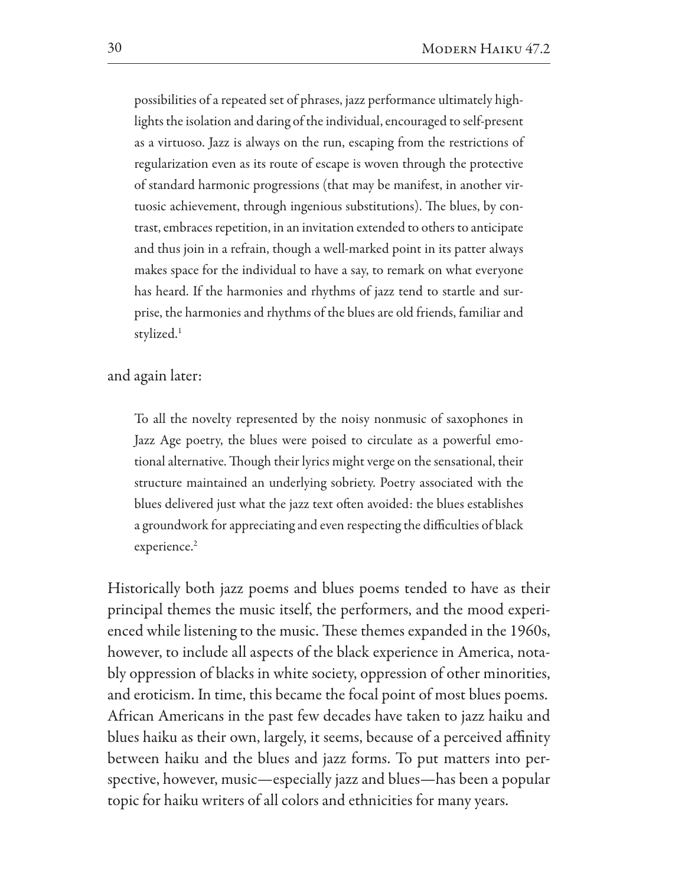> possibilities of a repeated set of phrases, jazz performance ultimately highlights the isolation and daring of the individual, encouraged to self-present as a virtuoso. Jazz is always on the run, escaping from the restrictions of regularization even as its route of escape is woven through the protective of standard harmonic progressions (that may be manifest, in another virtuosic achievement, through ingenious substitutions). The blues, by contrast, embraces repetition, in an invitation extended to others to anticipate and thus join in a refrain, though a well-marked point in its patter always makes space for the individual to have a say, to remark on what everyone has heard. If the harmonies and rhythms of jazz tend to startle and surprise, the harmonies and rhythms of the blues are old friends, familiar and stylized.[1]

and again later:

> To all the novelty represented by the noisy nonmusic of saxophones in Jazz Age poetry, the blues were poised to circulate as a powerful emotional alternative. Though their lyrics might verge on the sensational, their structure maintained an underlying sobriety. Poetry associated with the blues delivered just what the jazz text often avoided: the blues establishes a groundwork for appreciating and even respecting the difficulties of black experience.[2]

Historically both jazz poems and blues poems tended to have as their principal themes the music itself, the performers, and the mood experienced while listening to the music. These themes expanded in the 1960s, however, to include all aspects of the black experience in America, notably oppression of blacks in white society, oppression of other minorities, and eroticism. In time, this became the focal point of most blues poems. African Americans in the past few decades have taken to jazz haiku and blues haiku as their own, largely, it seems, because of a perceived affinity between haiku and the blues and jazz forms. To put matters into perspective, however, music—especially jazz and blues—has been a popular topic for haiku writers of all colors and ethnicities for many years.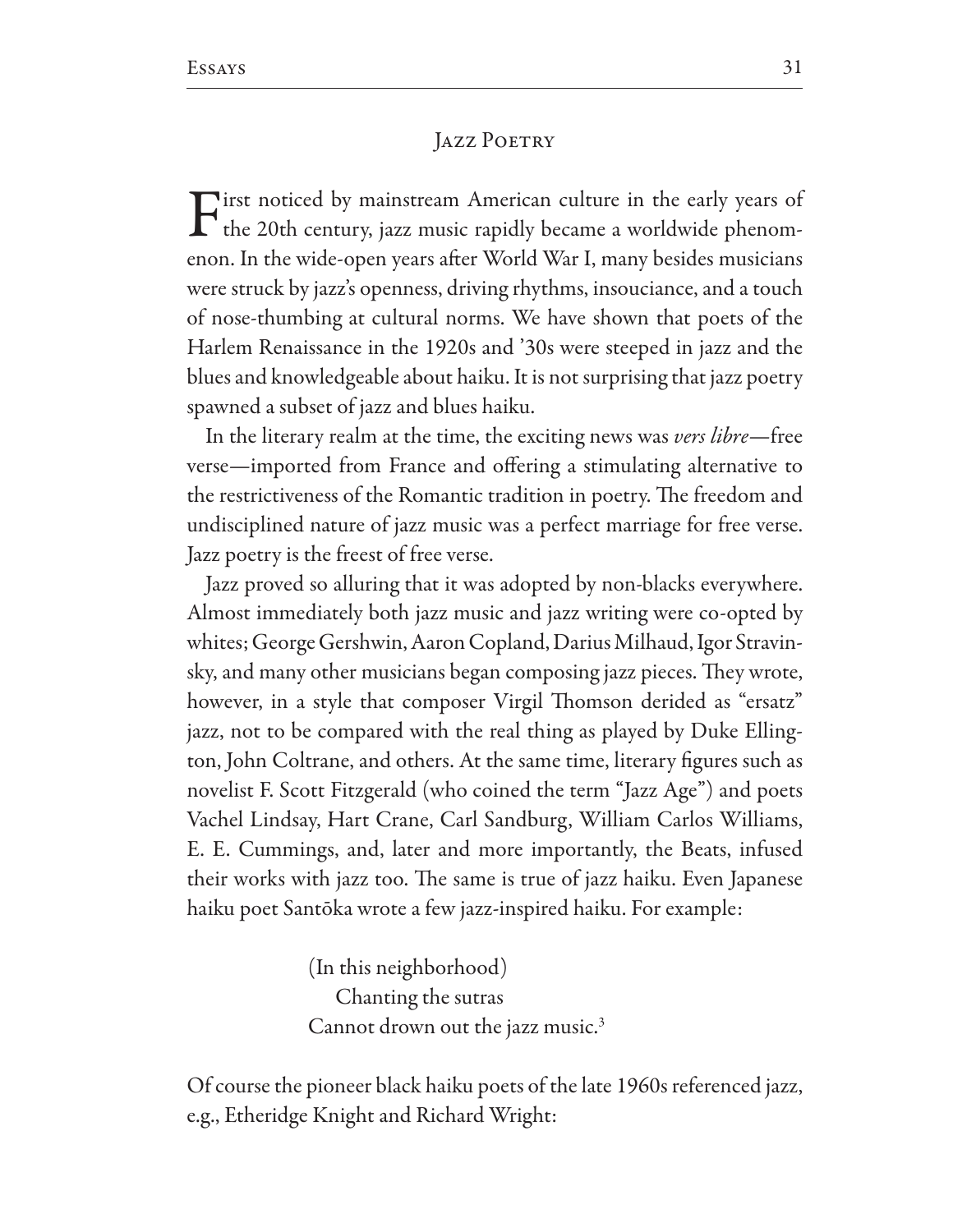## Jazz Poetry

First noticed by mainstream American culture in the early years of the 20th century, jazz music rapidly became a worldwide phenomenon. In the wide-open years after World War I, many besides musicians were struck by jazz's openness, driving rhythms, insouciance, and a touch of nose-thumbing at cultural norms. We have shown that poets of the Harlem Renaissance in the 1920s and '30s were steeped in jazz and the blues and knowledgeable about haiku. It is not surprising that jazz poetry spawned a subset of jazz and blues haiku.

In the literary realm at the time, the exciting news was *vers libre*—free verse—imported from France and offering a stimulating alternative to the restrictiveness of the Romantic tradition in poetry. The freedom and undisciplined nature of jazz music was a perfect marriage for free verse. Jazz poetry is the freest of free verse.

Jazz proved so alluring that it was adopted by non-blacks everywhere. Almost immediately both jazz music and jazz writing were co-opted by whites; George Gershwin, Aaron Copland, Darius Milhaud, Igor Stravinsky, and many other musicians began composing jazz pieces. They wrote, however, in a style that composer Virgil Thomson derided as "ersatz" jazz, not to be compared with the real thing as played by Duke Ellington, John Coltrane, and others. At the same time, literary figures such as novelist F. Scott Fitzgerald (who coined the term "Jazz Age") and poets Vachel Lindsay, Hart Crane, Carl Sandburg, William Carlos Williams, E. E. Cummings, and, later and more importantly, the Beats, infused their works with jazz too. The same is true of jazz haiku. Even Japanese haiku poet Santōka wrote a few jazz-inspired haiku. For example:

> (In this neighborhood)
> &nbsp;&nbsp;&nbsp;&nbsp;Chanting the sutras
> Cannot drown out the jazz music.[3]

Of course the pioneer black haiku poets of the late 1960s referenced jazz, e.g., Etheridge Knight and Richard Wright: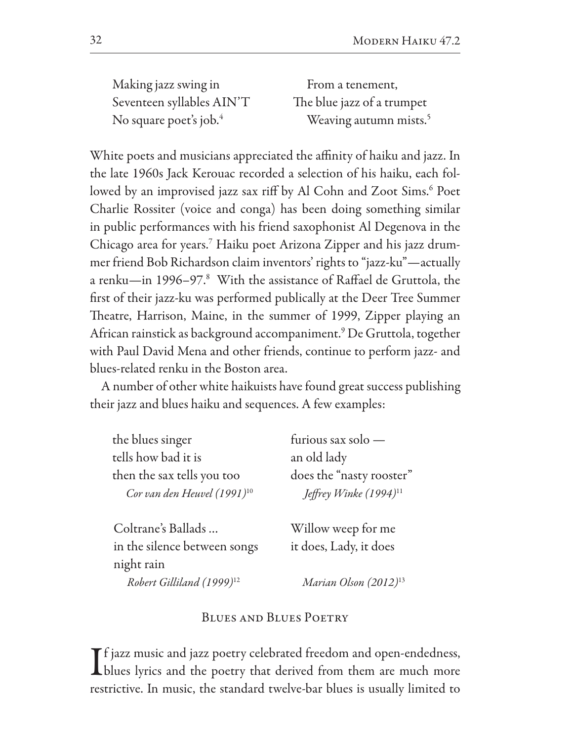Making jazz swing in
Seventeen syllables AIN'T
No square poet's job.[4]

From a tenement,
The blue jazz of a trumpet
Weaving autumn mists.[5]

White poets and musicians appreciated the affinity of haiku and jazz. In the late 1960s Jack Kerouac recorded a selection of his haiku, each followed by an improvised jazz sax riff by Al Cohn and Zoot Sims.[6] Poet Charlie Rossiter (voice and conga) has been doing something similar in public performances with his friend saxophonist Al Degenova in the Chicago area for years.[7] Haiku poet Arizona Zipper and his jazz drummer friend Bob Richardson claim inventors' rights to "jazz-ku"—actually a renku—in 1996–97.[8] With the assistance of Raffael de Gruttola, the first of their jazz-ku was performed publically at the Deer Tree Summer Theatre, Harrison, Maine, in the summer of 1999, Zipper playing an African rainstick as background accompaniment.[9] De Gruttola, together with Paul David Mena and other friends, continue to perform jazz- and blues-related renku in the Boston area.

A number of other white haikuists have found great success publishing their jazz and blues haiku and sequences. A few examples:

the blues singer
tells how bad it is
then the sax tells you too
*Cor van den Heuvel (1991)*[10]

furious sax solo —
an old lady
does the "nasty rooster"
*Jeffrey Winke (1994)*[11]

Coltrane's Ballads …
in the silence between songs
night rain
*Robert Gilliland (1999)*[12]

Willow weep for me
it does, Lady, it does
*Marian Olson (2012)*[13]

## Blues and Blues Poetry

If jazz music and jazz poetry celebrated freedom and open-endedness, blues lyrics and the poetry that derived from them are much more restrictive. In music, the standard twelve-bar blues is usually limited to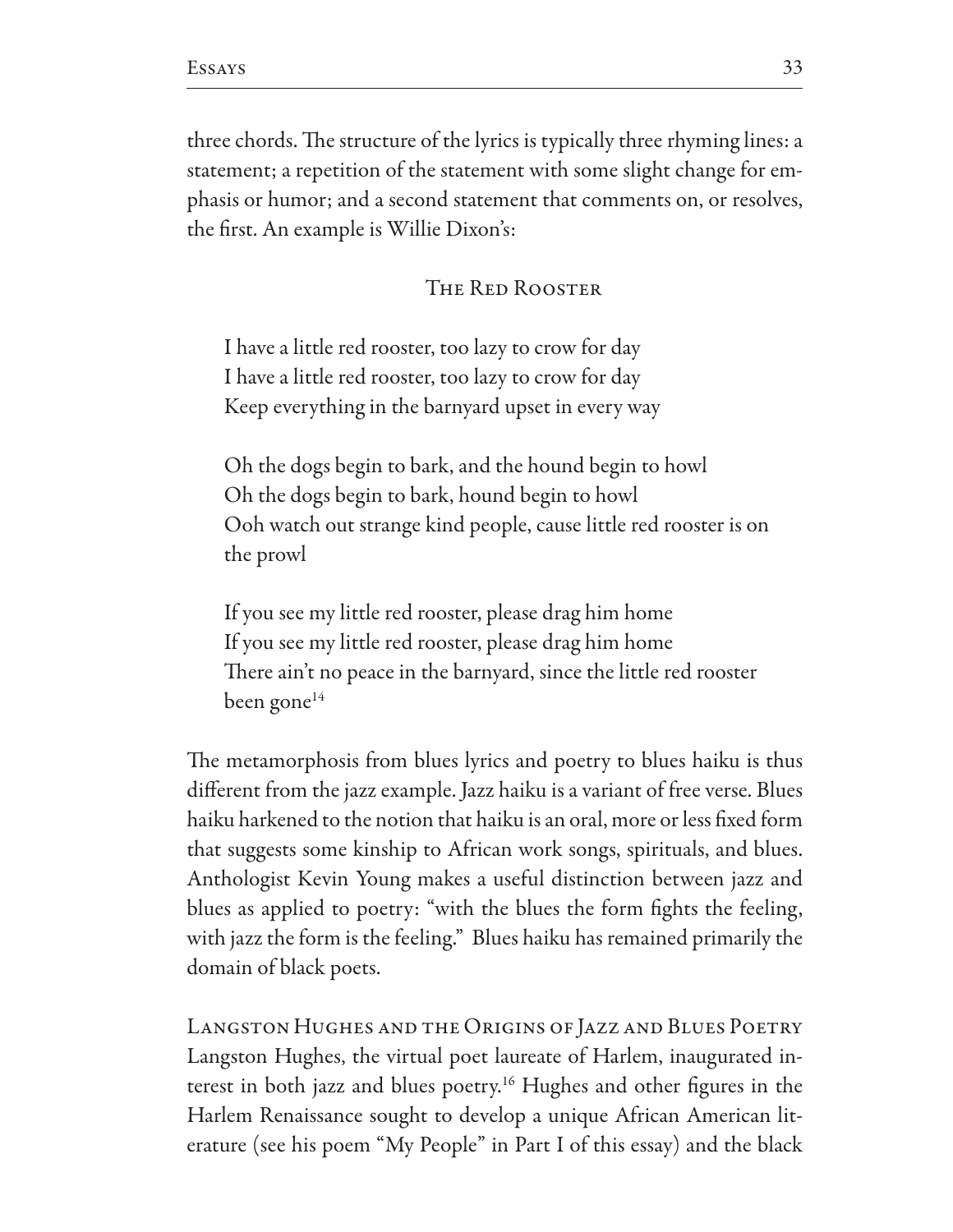three chords. The structure of the lyrics is typically three rhyming lines: a statement; a repetition of the statement with some slight change for emphasis or humor; and a second statement that comments on, or resolves, the first. An example is Willie Dixon's:

### The Red Rooster

I have a little red rooster, too lazy to crow for day
I have a little red rooster, too lazy to crow for day
Keep everything in the barnyard upset in every way

Oh the dogs begin to bark, and the hound begin to howl
Oh the dogs begin to bark, hound begin to howl
Ooh watch out strange kind people, cause little red rooster is on the prowl

If you see my little red rooster, please drag him home
If you see my little red rooster, please drag him home
There ain't no peace in the barnyard, since the little red rooster been gone[14]

The metamorphosis from blues lyrics and poetry to blues haiku is thus different from the jazz example. Jazz haiku is a variant of free verse. Blues haiku harkened to the notion that haiku is an oral, more or less fixed form that suggests some kinship to African work songs, spirituals, and blues. Anthologist Kevin Young makes a useful distinction between jazz and blues as applied to poetry: "with the blues the form fights the feeling, with jazz the form is the feeling." Blues haiku has remained primarily the domain of black poets.

## Langston Hughes and the Origins of Jazz and Blues Poetry

Langston Hughes, the virtual poet laureate of Harlem, inaugurated interest in both jazz and blues poetry.[16] Hughes and other figures in the Harlem Renaissance sought to develop a unique African American literature (see his poem "My People" in Part I of this essay) and the black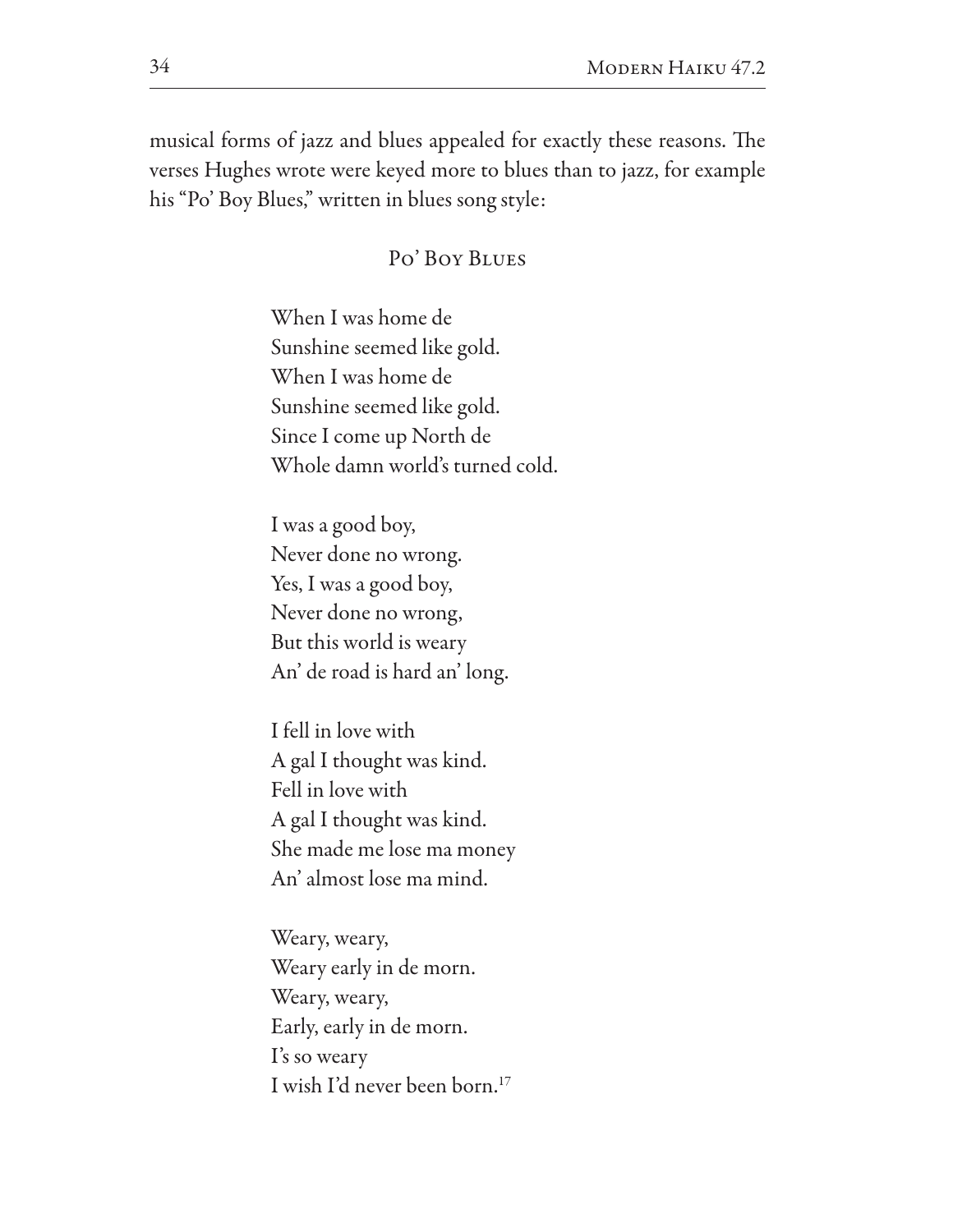musical forms of jazz and blues appealed for exactly these reasons. The verses Hughes wrote were keyed more to blues than to jazz, for example his "Po' Boy Blues," written in blues song style:

### Po' Boy Blues

When I was home de  
Sunshine seemed like gold.  
When I was home de  
Sunshine seemed like gold.  
Since I come up North de  
Whole damn world's turned cold.

I was a good boy,  
Never done no wrong.  
Yes, I was a good boy,  
Never done no wrong,  
But this world is weary  
An' de road is hard an' long.

I fell in love with  
A gal I thought was kind.  
Fell in love with  
A gal I thought was kind.  
She made me lose ma money  
An' almost lose ma mind.

Weary, weary,  
Weary early in de morn.  
Weary, weary,  
Early, early in de morn.  
I's so weary  
I wish I'd never been born.[17]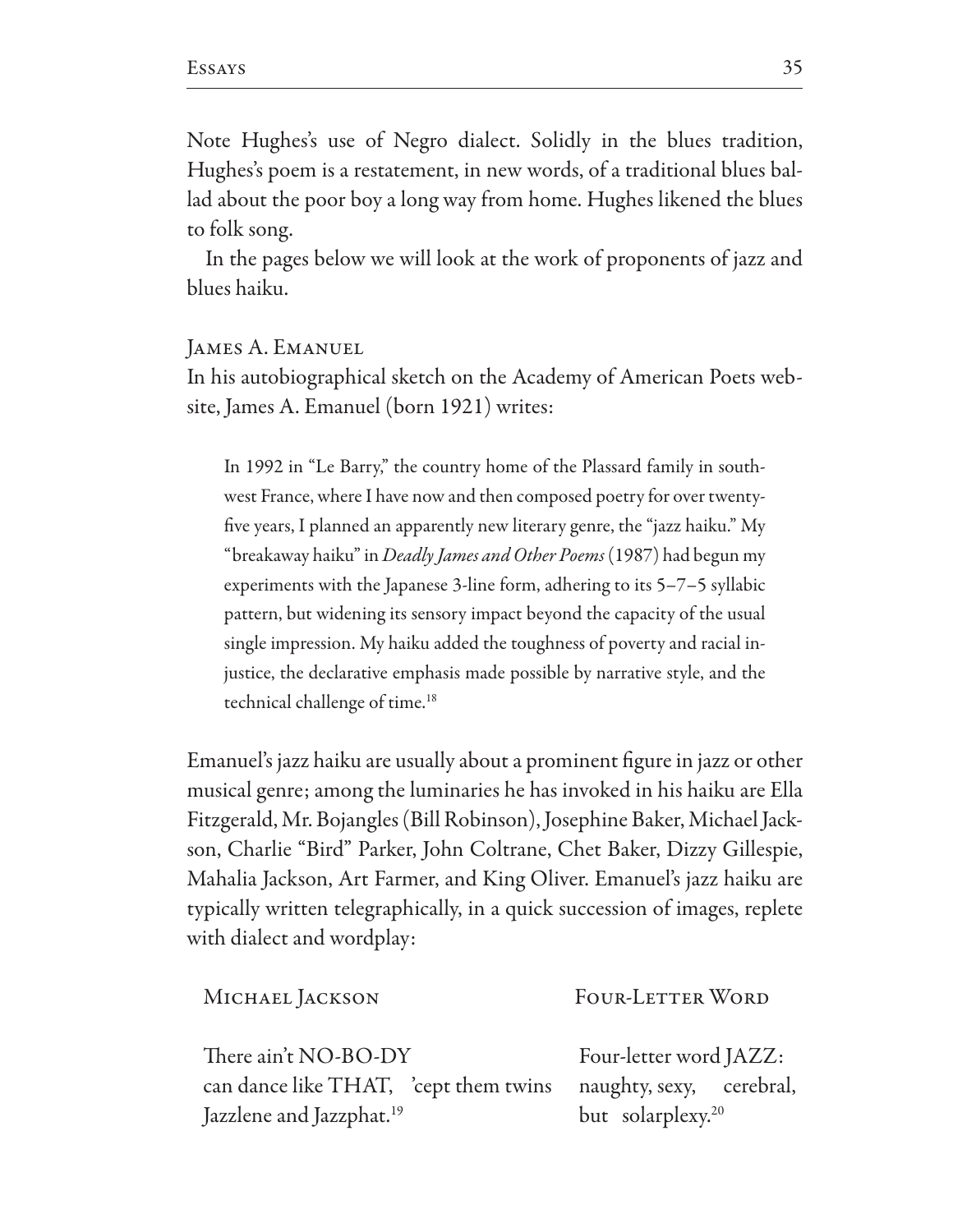Note Hughes's use of Negro dialect. Solidly in the blues tradition, Hughes's poem is a restatement, in new words, of a traditional blues ballad about the poor boy a long way from home. Hughes likened the blues to folk song.

In the pages below we will look at the work of proponents of jazz and blues haiku.

### James A. Emanuel

In his autobiographical sketch on the Academy of American Poets website, James A. Emanuel (born 1921) writes:

> In 1992 in "Le Barry," the country home of the Plassard family in southwest France, where I have now and then composed poetry for over twenty-five years, I planned an apparently new literary genre, the "jazz haiku." My "breakaway haiku" in *Deadly James and Other Poems* (1987) had begun my experiments with the Japanese 3-line form, adhering to its 5–7–5 syllabic pattern, but widening its sensory impact beyond the capacity of the usual single impression. My haiku added the toughness of poverty and racial injustice, the declarative emphasis made possible by narrative style, and the technical challenge of time.[18]

Emanuel's jazz haiku are usually about a prominent figure in jazz or other musical genre; among the luminaries he has invoked in his haiku are Ella Fitzgerald, Mr. Bojangles (Bill Robinson), Josephine Baker, Michael Jackson, Charlie "Bird" Parker, John Coltrane, Chet Baker, Dizzy Gillespie, Mahalia Jackson, Art Farmer, and King Oliver. Emanuel's jazz haiku are typically written telegraphically, in a quick succession of images, replete with dialect and wordplay:

Michael Jackson

There ain't NO-BO-DY  
can dance like THAT,   'cept them twins  
Jazzlene and Jazzphat.[19]

Four-Letter Word

Four-letter word JAZZ:  
naughty, sexy,   cerebral,  
but   solarplexy.[20]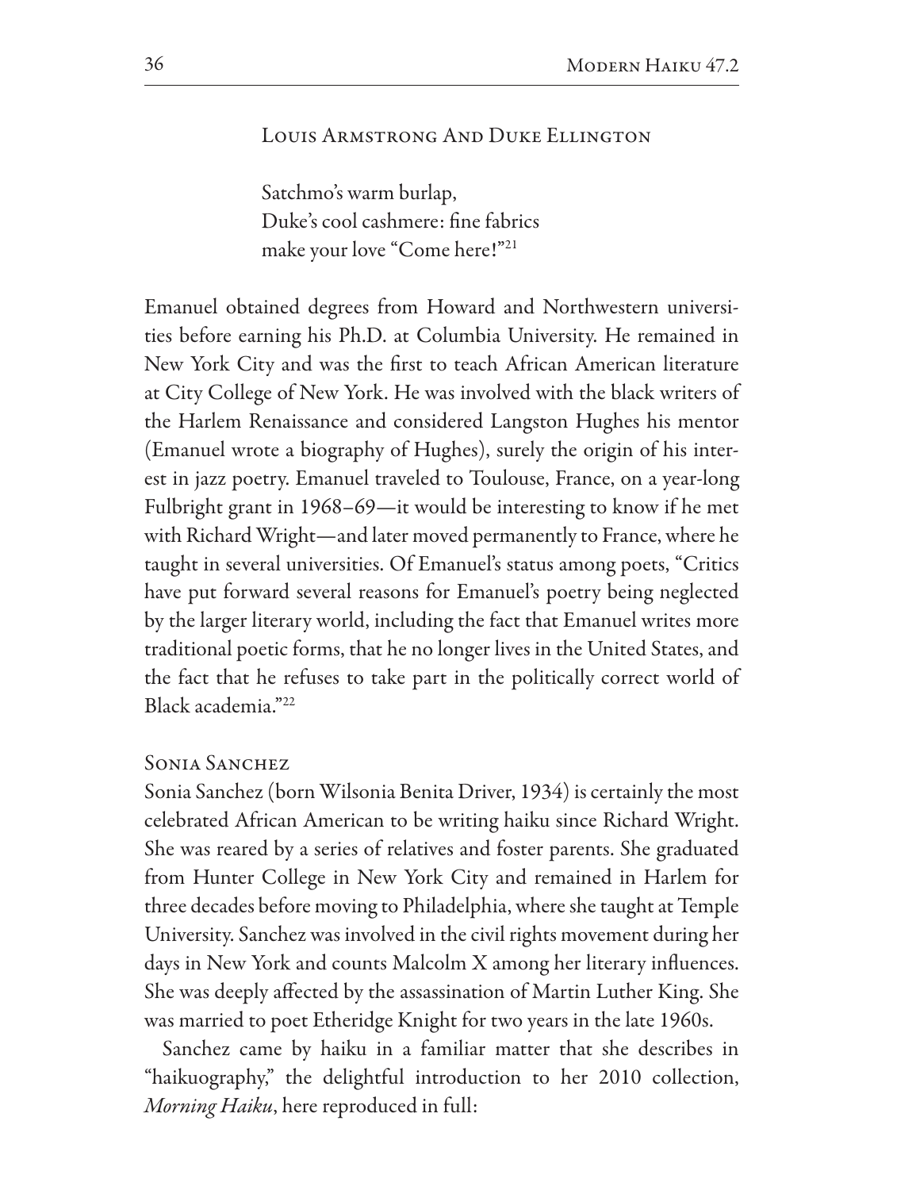### Louis Armstrong And Duke Ellington

Satchmo's warm burlap,
Duke's cool cashmere: fine fabrics
make your love "Come here!"[21]

Emanuel obtained degrees from Howard and Northwestern universities before earning his Ph.D. at Columbia University. He remained in New York City and was the first to teach African American literature at City College of New York. He was involved with the black writers of the Harlem Renaissance and considered Langston Hughes his mentor (Emanuel wrote a biography of Hughes), surely the origin of his interest in jazz poetry. Emanuel traveled to Toulouse, France, on a year-long Fulbright grant in 1968–69—it would be interesting to know if he met with Richard Wright—and later moved permanently to France, where he taught in several universities. Of Emanuel's status among poets, "Critics have put forward several reasons for Emanuel's poetry being neglected by the larger literary world, including the fact that Emanuel writes more traditional poetic forms, that he no longer lives in the United States, and the fact that he refuses to take part in the politically correct world of Black academia."[22]

## Sonia Sanchez

Sonia Sanchez (born Wilsonia Benita Driver, 1934) is certainly the most celebrated African American to be writing haiku since Richard Wright. She was reared by a series of relatives and foster parents. She graduated from Hunter College in New York City and remained in Harlem for three decades before moving to Philadelphia, where she taught at Temple University. Sanchez was involved in the civil rights movement during her days in New York and counts Malcolm X among her literary influences. She was deeply affected by the assassination of Martin Luther King. She was married to poet Etheridge Knight for two years in the late 1960s.

Sanchez came by haiku in a familiar matter that she describes in "haikuography," the delightful introduction to her 2010 collection, *Morning Haiku*, here reproduced in full: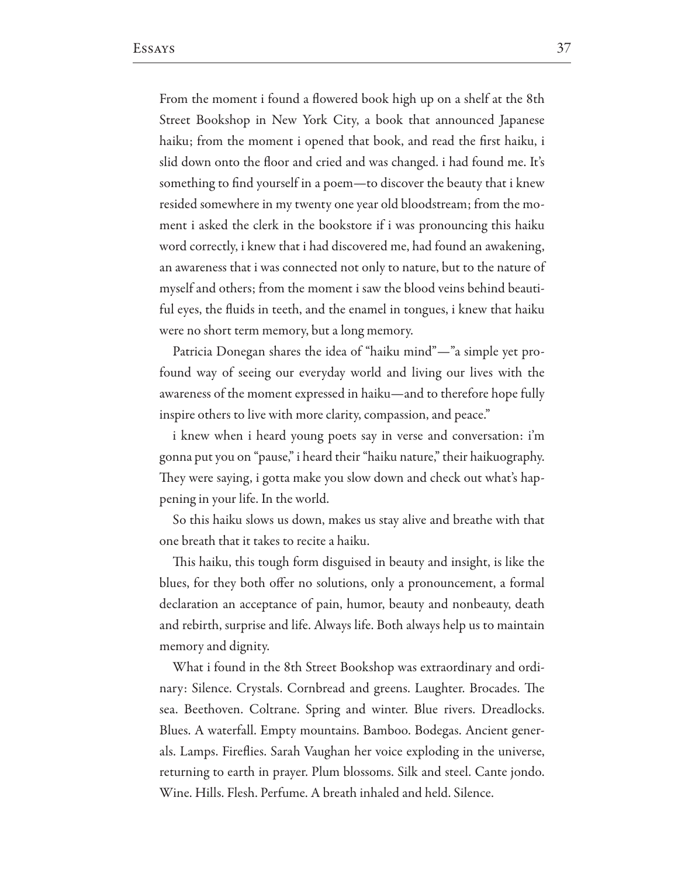From the moment i found a flowered book high up on a shelf at the 8th Street Bookshop in New York City, a book that announced Japanese haiku; from the moment i opened that book, and read the first haiku, i slid down onto the floor and cried and was changed. i had found me. It's something to find yourself in a poem—to discover the beauty that i knew resided somewhere in my twenty one year old bloodstream; from the moment i asked the clerk in the bookstore if i was pronouncing this haiku word correctly, i knew that i had discovered me, had found an awakening, an awareness that i was connected not only to nature, but to the nature of myself and others; from the moment i saw the blood veins behind beautiful eyes, the fluids in teeth, and the enamel in tongues, i knew that haiku were no short term memory, but a long memory.

Patricia Donegan shares the idea of "haiku mind"—"a simple yet profound way of seeing our everyday world and living our lives with the awareness of the moment expressed in haiku—and to therefore hope fully inspire others to live with more clarity, compassion, and peace."

i knew when i heard young poets say in verse and conversation: i'm gonna put you on "pause," i heard their "haiku nature," their haikuography. They were saying, i gotta make you slow down and check out what's happening in your life. In the world.

So this haiku slows us down, makes us stay alive and breathe with that one breath that it takes to recite a haiku.

This haiku, this tough form disguised in beauty and insight, is like the blues, for they both offer no solutions, only a pronouncement, a formal declaration an acceptance of pain, humor, beauty and nonbeauty, death and rebirth, surprise and life. Always life. Both always help us to maintain memory and dignity.

What i found in the 8th Street Bookshop was extraordinary and ordinary: Silence. Crystals. Cornbread and greens. Laughter. Brocades. The sea. Beethoven. Coltrane. Spring and winter. Blue rivers. Dreadlocks. Blues. A waterfall. Empty mountains. Bamboo. Bodegas. Ancient generals. Lamps. Fireflies. Sarah Vaughan her voice exploding in the universe, returning to earth in prayer. Plum blossoms. Silk and steel. Cante jondo. Wine. Hills. Flesh. Perfume. A breath inhaled and held. Silence.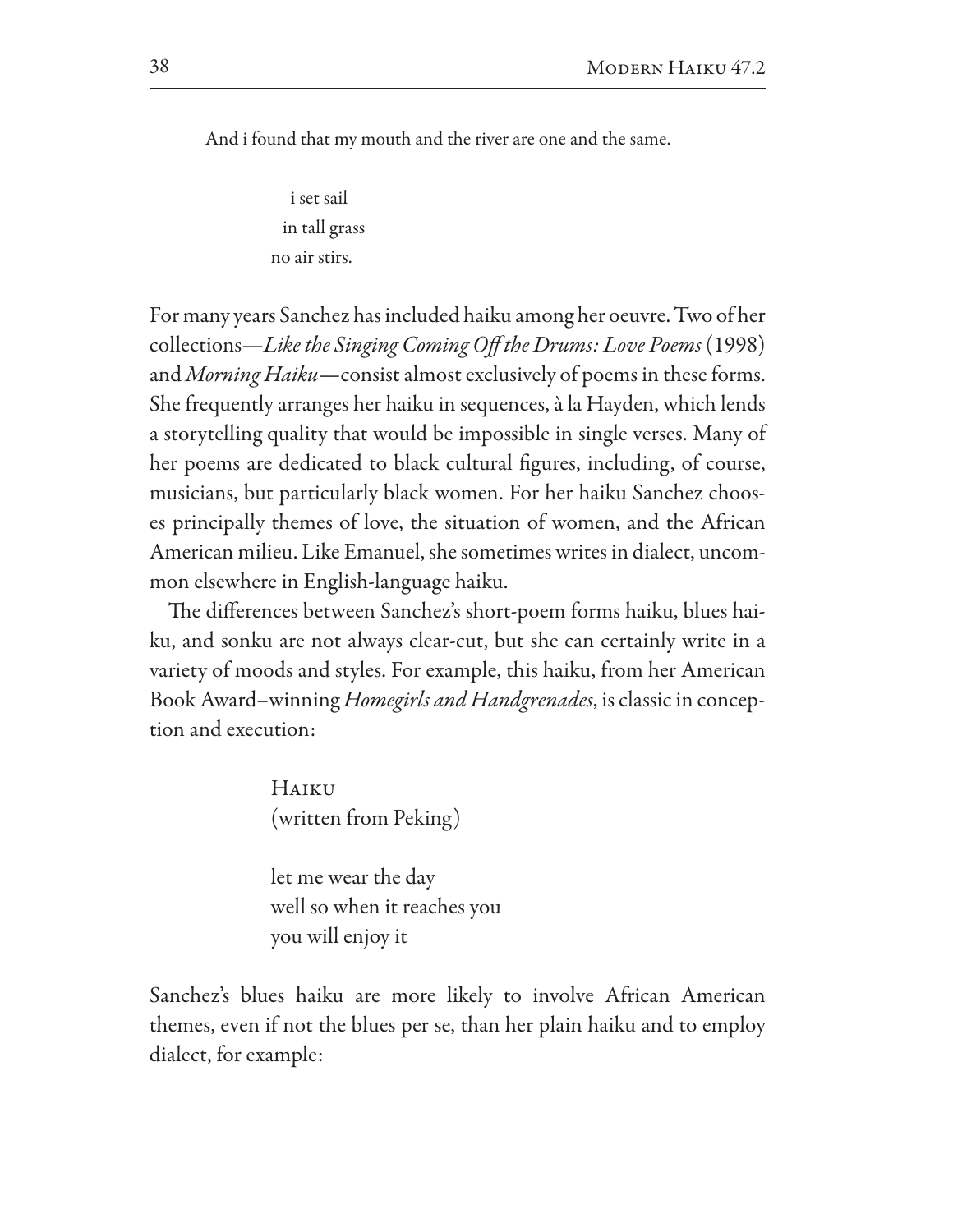And i found that my mouth and the river are one and the same.

> i set sail
> in tall grass
> no air stirs.

For many years Sanchez has included haiku among her oeuvre. Two of her collections—*Like the Singing Coming Off the Drums: Love Poems* (1998) and *Morning Haiku*—consist almost exclusively of poems in these forms. She frequently arranges her haiku in sequences, à la Hayden, which lends a storytelling quality that would be impossible in single verses. Many of her poems are dedicated to black cultural figures, including, of course, musicians, but particularly black women. For her haiku Sanchez chooses principally themes of love, the situation of women, and the African American milieu. Like Emanuel, she sometimes writes in dialect, uncommon elsewhere in English-language haiku.

The differences between Sanchez's short-poem forms haiku, blues haiku, and sonku are not always clear-cut, but she can certainly write in a variety of moods and styles. For example, this haiku, from her American Book Award–winning *Homegirls and Handgrenades*, is classic in conception and execution:

> Haiku
> (written from Peking)
>
> let me wear the day
> well so when it reaches you
> you will enjoy it

Sanchez's blues haiku are more likely to involve African American themes, even if not the blues per se, than her plain haiku and to employ dialect, for example: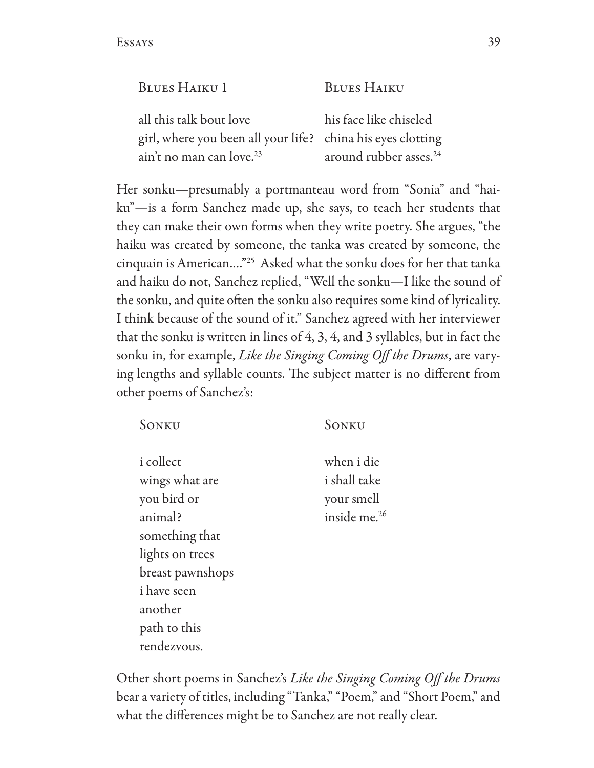BLUES HAIKU 1

all this talk bout love
girl, where you been all your life?
ain't no man can love.[23]

BLUES HAIKU

his face like chiseled
china his eyes clotting
around rubber asses.[24]

Her sonku—presumably a portmanteau word from "Sonia" and "haiku"—is a form Sanchez made up, she says, to teach her students that they can make their own forms when they write poetry. She argues, "the haiku was created by someone, the tanka was created by someone, the cinquain is American…."[25] Asked what the sonku does for her that tanka and haiku do not, Sanchez replied, "Well the sonku—I like the sound of the sonku, and quite often the sonku also requires some kind of lyricality. I think because of the sound of it." Sanchez agreed with her interviewer that the sonku is written in lines of 4, 3, 4, and 3 syllables, but in fact the sonku in, for example, *Like the Singing Coming Off the Drums*, are varying lengths and syllable counts. The subject matter is no different from other poems of Sanchez's:

SONKU

i collect
wings what are
you bird or
animal?
something that
lights on trees
breast pawnshops
i have seen
another
path to this
rendezvous.

SONKU

when i die
i shall take
your smell
inside me.[26]

Other short poems in Sanchez's *Like the Singing Coming Off the Drums* bear a variety of titles, including "Tanka," "Poem," and "Short Poem," and what the differences might be to Sanchez are not really clear.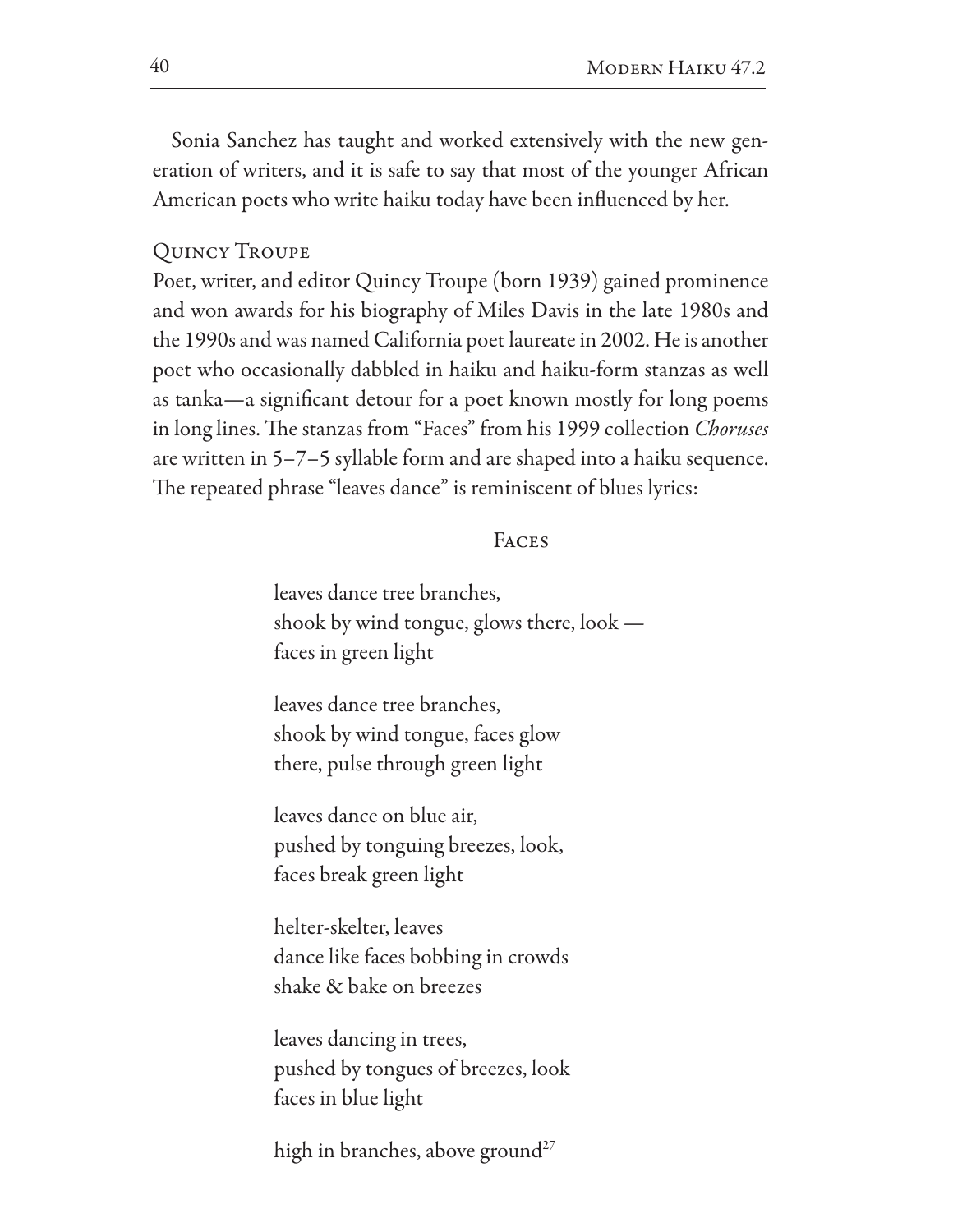Sonia Sanchez has taught and worked extensively with the new generation of writers, and it is safe to say that most of the younger African American poets who write haiku today have been influenced by her.

### Quincy Troupe

Poet, writer, and editor Quincy Troupe (born 1939) gained prominence and won awards for his biography of Miles Davis in the late 1980s and the 1990s and was named California poet laureate in 2002. He is another poet who occasionally dabbled in haiku and haiku-form stanzas as well as tanka—a significant detour for a poet known mostly for long poems in long lines. The stanzas from "Faces" from his 1999 collection *Choruses* are written in 5–7–5 syllable form and are shaped into a haiku sequence. The repeated phrase "leaves dance" is reminiscent of blues lyrics:

Faces

leaves dance tree branches,
shook by wind tongue, glows there, look —
faces in green light

leaves dance tree branches,
shook by wind tongue, faces glow
there, pulse through green light

leaves dance on blue air,
pushed by tonguing breezes, look,
faces break green light

helter-skelter, leaves
dance like faces bobbing in crowds
shake & bake on breezes

leaves dancing in trees,
pushed by tongues of breezes, look
faces in blue light

high in branches, above ground[27]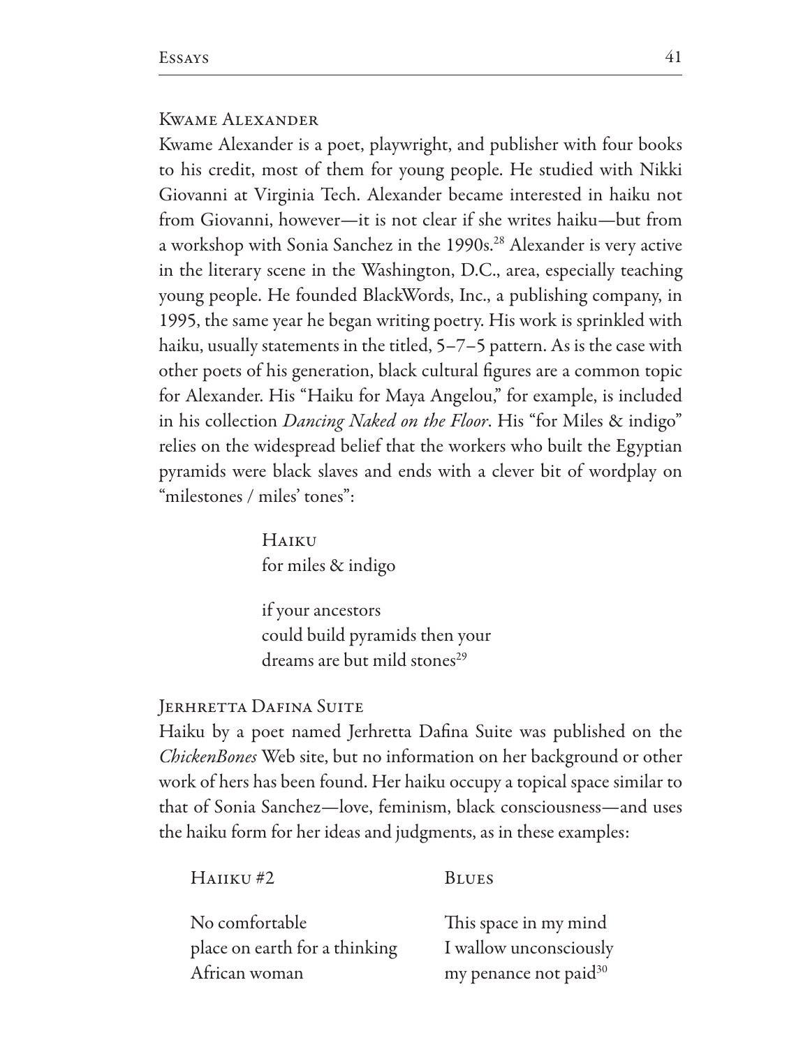### Kwame Alexander

Kwame Alexander is a poet, playwright, and publisher with four books to his credit, most of them for young people. He studied with Nikki Giovanni at Virginia Tech. Alexander became interested in haiku not from Giovanni, however—it is not clear if she writes haiku—but from a workshop with Sonia Sanchez in the 1990s.[28] Alexander is very active in the literary scene in the Washington, D.C., area, especially teaching young people. He founded BlackWords, Inc., a publishing company, in 1995, the same year he began writing poetry. His work is sprinkled with haiku, usually statements in the titled, 5–7–5 pattern. As is the case with other poets of his generation, black cultural figures are a common topic for Alexander. His "Haiku for Maya Angelou," for example, is included in his collection *Dancing Naked on the Floor*. His "for Miles & indigo" relies on the widespread belief that the workers who built the Egyptian pyramids were black slaves and ends with a clever bit of wordplay on "milestones / miles' tones":

> Haiku
> for miles & indigo
>
> if your ancestors
> could build pyramids then your
> dreams are but mild stones[29]

### Jerhretta Dafina Suite

Haiku by a poet named Jerhretta Dafina Suite was published on the *ChickenBones* Web site, but no information on her background or other work of hers has been found. Her haiku occupy a topical space similar to that of Sonia Sanchez—love, feminism, black consciousness—and uses the haiku form for her ideas and judgments, as in these examples:

> Haiiku #2
>
> No comfortable
> place on earth for a thinking
> African woman

> Blues
>
> This space in my mind
> I wallow unconsciously
> my penance not paid[30]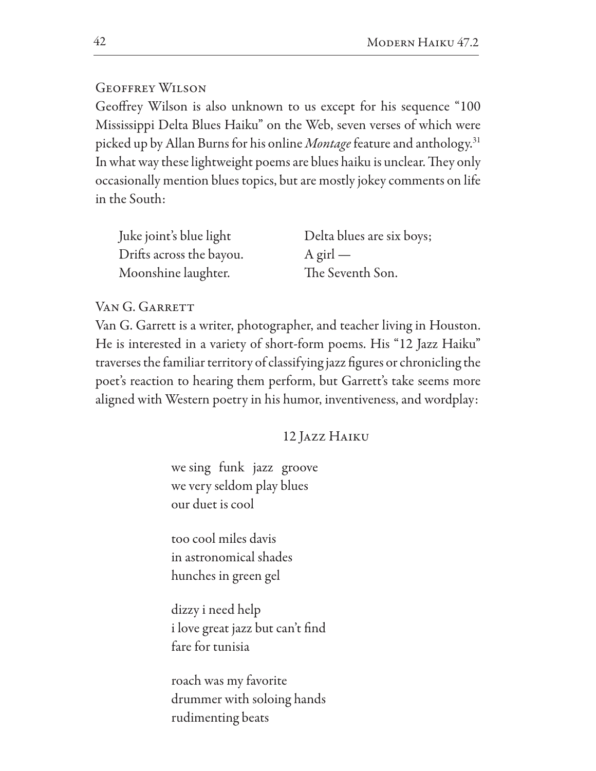### Geoffrey Wilson

Geoffrey Wilson is also unknown to us except for his sequence "100 Mississippi Delta Blues Haiku" on the Web, seven verses of which were picked up by Allan Burns for his online *Montage* feature and anthology.[31] In what way these lightweight poems are blues haiku is unclear. They only occasionally mention blues topics, but are mostly jokey comments on life in the South:

Juke joint's blue light
Drifts across the bayou.
Moonshine laughter.

Delta blues are six boys;
A girl —
The Seventh Son.

### Van G. Garrett

Van G. Garrett is a writer, photographer, and teacher living in Houston. He is interested in a variety of short-form poems. His "12 Jazz Haiku" traverses the familiar territory of classifying jazz figures or chronicling the poet's reaction to hearing them perform, but Garrett's take seems more aligned with Western poetry in his humor, inventiveness, and wordplay:

#### 12 Jazz Haiku

we sing  funk  jazz  groove
we very seldom play blues
our duet is cool

too cool miles davis
in astronomical shades
hunches in green gel

dizzy i need help
i love great jazz but can't find
fare for tunisia

roach was my favorite
drummer with soloing hands
rudimenting beats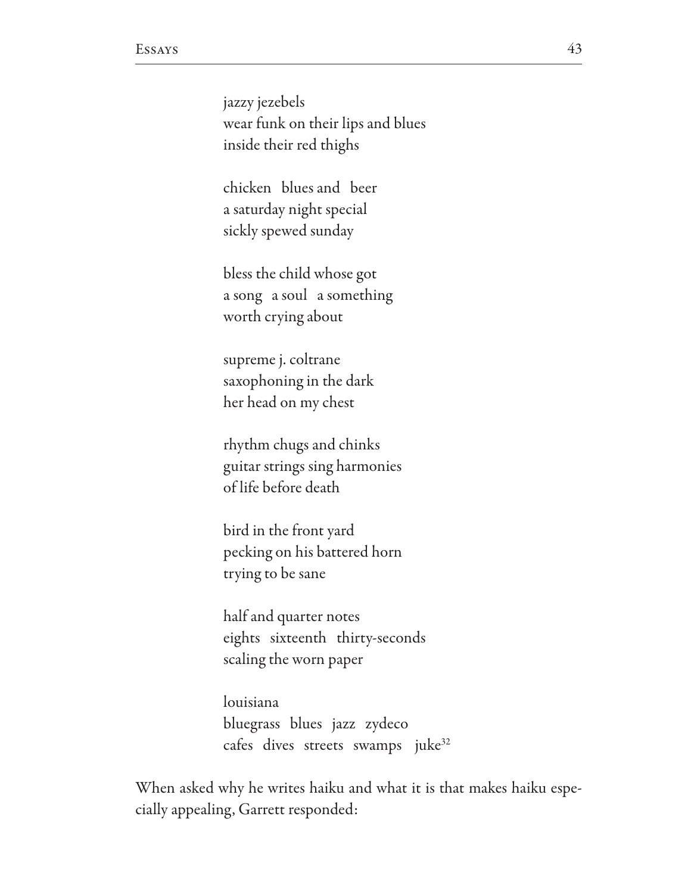jazzy jezebels  
wear funk on their lips and blues  
inside their red thighs

chicken   blues and   beer  
a saturday night special  
sickly spewed sunday

bless the child whose got  
a song   a soul   a something  
worth crying about

supreme j. coltrane  
saxophoning in the dark  
her head on my chest

rhythm chugs and chinks  
guitar strings sing harmonies  
of life before death

bird in the front yard  
pecking on his battered horn  
trying to be sane

half and quarter notes  
eights   sixteenth   thirty-seconds  
scaling the worn paper

louisiana  
bluegrass   blues   jazz   zydeco  
cafes   dives   streets   swamps   juke[32]

When asked why he writes haiku and what it is that makes haiku especially appealing, Garrett responded: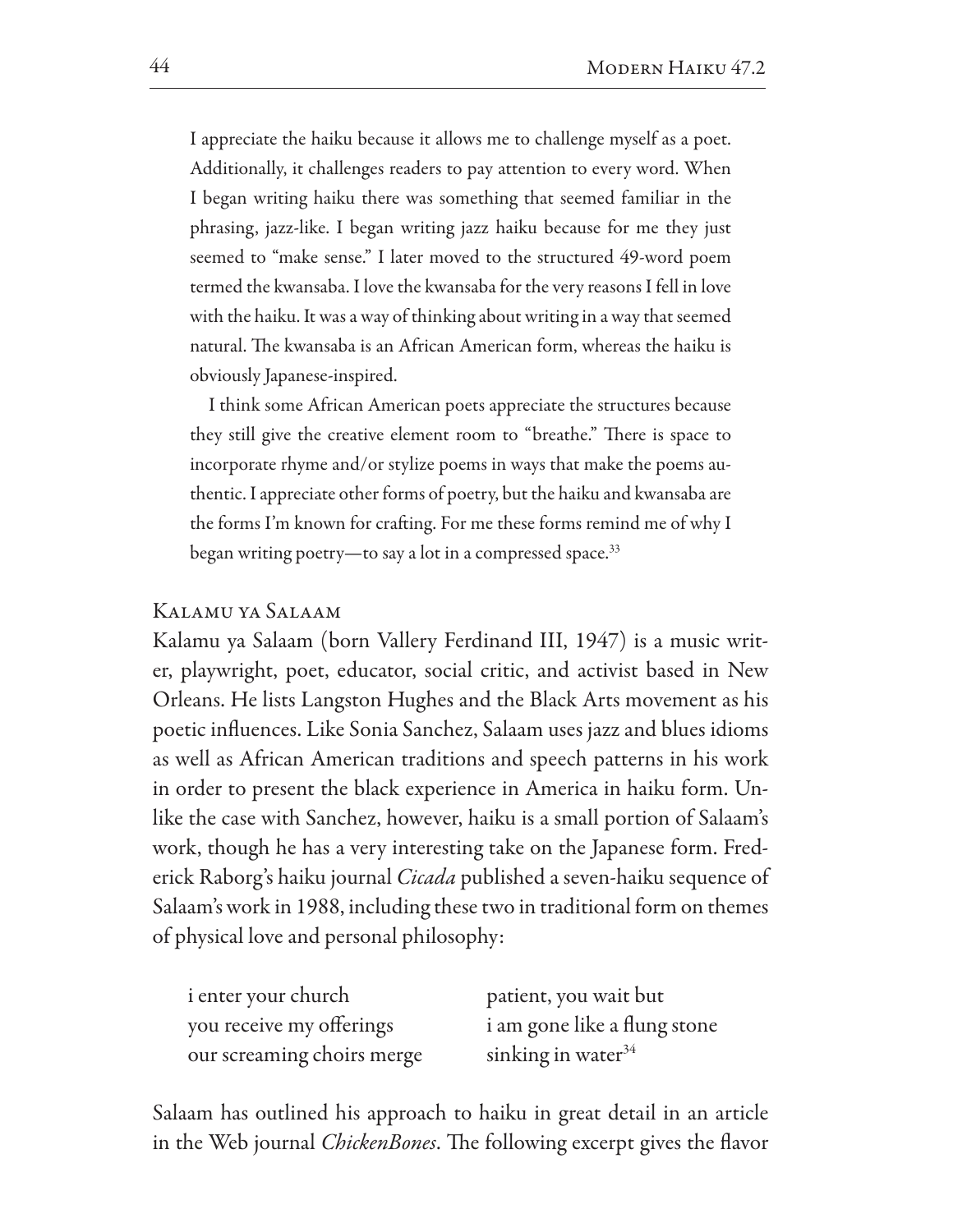I appreciate the haiku because it allows me to challenge myself as a poet. Additionally, it challenges readers to pay attention to every word. When I began writing haiku there was something that seemed familiar in the phrasing, jazz-like. I began writing jazz haiku because for me they just seemed to "make sense." I later moved to the structured 49-word poem termed the kwansaba. I love the kwansaba for the very reasons I fell in love with the haiku. It was a way of thinking about writing in a way that seemed natural. The kwansaba is an African American form, whereas the haiku is obviously Japanese-inspired.

I think some African American poets appreciate the structures because they still give the creative element room to "breathe." There is space to incorporate rhyme and/or stylize poems in ways that make the poems authentic. I appreciate other forms of poetry, but the haiku and kwansaba are the forms I'm known for crafting. For me these forms remind me of why I began writing poetry—to say a lot in a compressed space.[33]

## Kalamu ya Salaam

Kalamu ya Salaam (born Vallery Ferdinand III, 1947) is a music writer, playwright, poet, educator, social critic, and activist based in New Orleans. He lists Langston Hughes and the Black Arts movement as his poetic influences. Like Sonia Sanchez, Salaam uses jazz and blues idioms as well as African American traditions and speech patterns in his work in order to present the black experience in America in haiku form. Unlike the case with Sanchez, however, haiku is a small portion of Salaam's work, though he has a very interesting take on the Japanese form. Frederick Raborg's haiku journal *Cicada* published a seven-haiku sequence of Salaam's work in 1988, including these two in traditional form on themes of physical love and personal philosophy:

i enter your church  
you receive my offerings  
our screaming choirs merge

patient, you wait but  
i am gone like a flung stone  
sinking in water[34]

Salaam has outlined his approach to haiku in great detail in an article in the Web journal *ChickenBones*. The following excerpt gives the flavor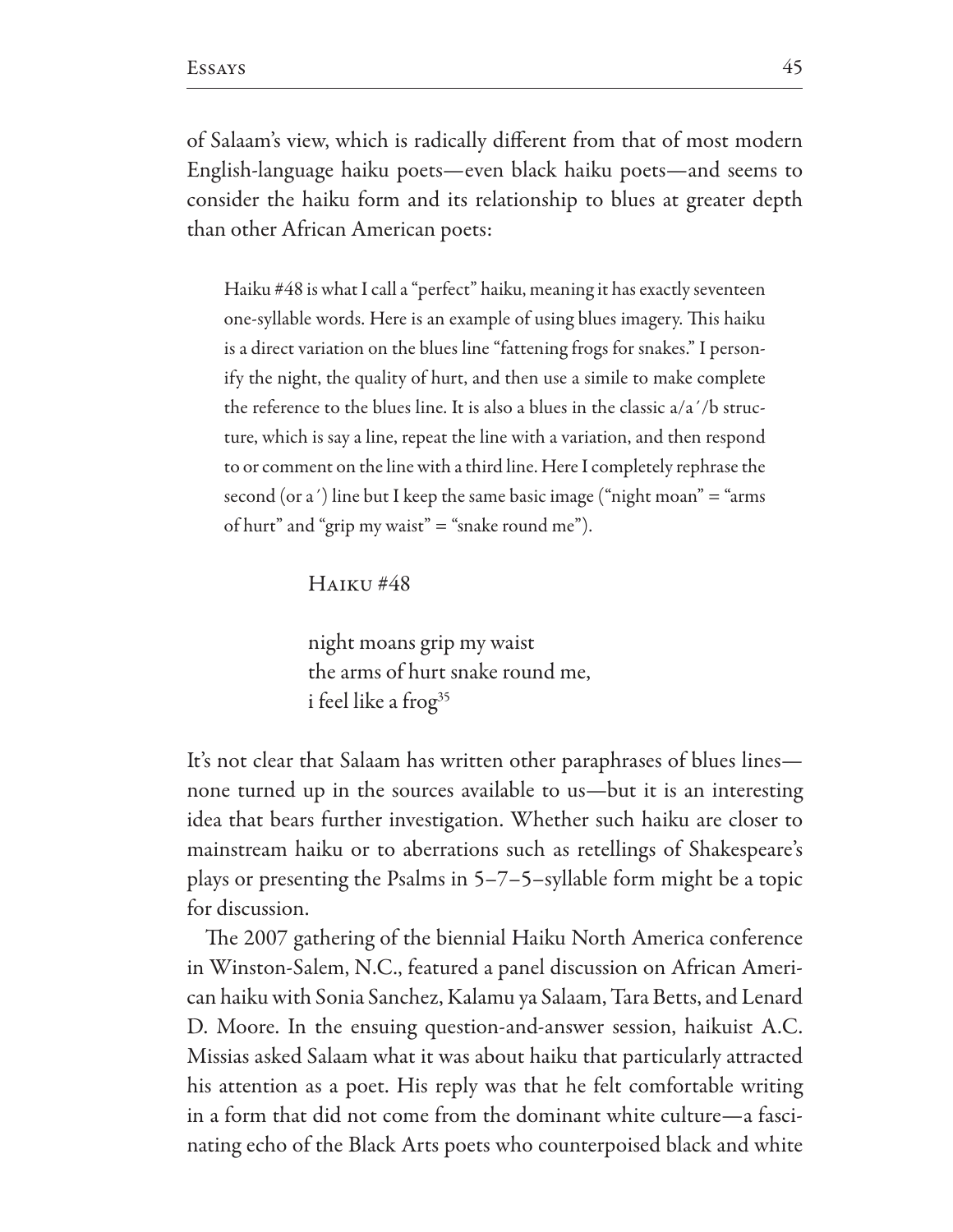of Salaam's view, which is radically different from that of most modern English-language haiku poets—even black haiku poets—and seems to consider the haiku form and its relationship to blues at greater depth than other African American poets:

> Haiku #48 is what I call a "perfect" haiku, meaning it has exactly seventeen one-syllable words. Here is an example of using blues imagery. This haiku is a direct variation on the blues line "fattening frogs for snakes." I personify the night, the quality of hurt, and then use a simile to make complete the reference to the blues line. It is also a blues in the classic a/a′/b structure, which is say a line, repeat the line with a variation, and then respond to or comment on the line with a third line. Here I completely rephrase the second (or a′) line but I keep the same basic image ("night moan" = "arms of hurt" and "grip my waist" = "snake round me").
>
> Haiku #48
>
> night moans grip my waist
> the arms of hurt snake round me,
> i feel like a frog[35]

It's not clear that Salaam has written other paraphrases of blues lines—none turned up in the sources available to us—but it is an interesting idea that bears further investigation. Whether such haiku are closer to mainstream haiku or to aberrations such as retellings of Shakespeare's plays or presenting the Psalms in 5–7–5–syllable form might be a topic for discussion.

The 2007 gathering of the biennial Haiku North America conference in Winston-Salem, N.C., featured a panel discussion on African American haiku with Sonia Sanchez, Kalamu ya Salaam, Tara Betts, and Lenard D. Moore. In the ensuing question-and-answer session, haikuist A.C. Missias asked Salaam what it was about haiku that particularly attracted his attention as a poet. His reply was that he felt comfortable writing in a form that did not come from the dominant white culture—a fascinating echo of the Black Arts poets who counterpoised black and white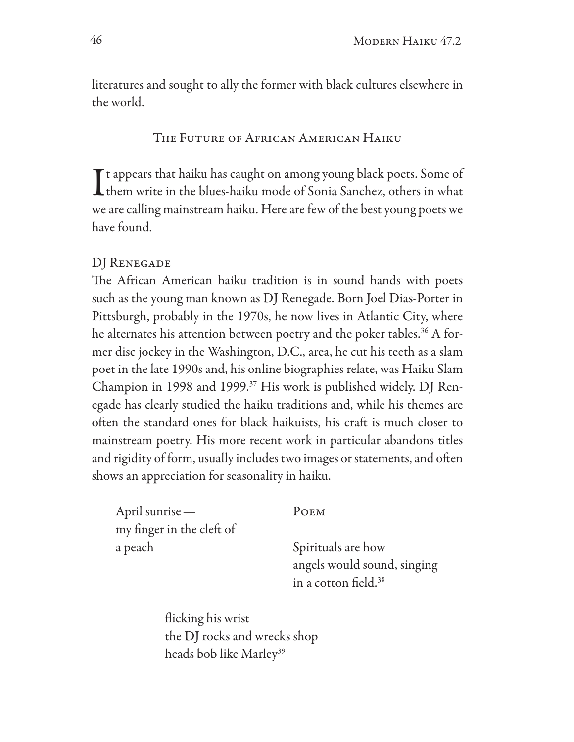literatures and sought to ally the former with black cultures elsewhere in the world.

## The Future of African American Haiku

It appears that haiku has caught on among young black poets. Some of them write in the blues-haiku mode of Sonia Sanchez, others in what we are calling mainstream haiku. Here are few of the best young poets we have found.

### DJ Renegade

The African American haiku tradition is in sound hands with poets such as the young man known as DJ Renegade. Born Joel Dias-Porter in Pittsburgh, probably in the 1970s, he now lives in Atlantic City, where he alternates his attention between poetry and the poker tables.[36] A former disc jockey in the Washington, D.C., area, he cut his teeth as a slam poet in the late 1990s and, his online biographies relate, was Haiku Slam Champion in 1998 and 1999.[37] His work is published widely. DJ Renegade has clearly studied the haiku traditions and, while his themes are often the standard ones for black haikuists, his craft is much closer to mainstream poetry. His more recent work in particular abandons titles and rigidity of form, usually includes two images or statements, and often shows an appreciation for seasonality in haiku.

April sunrise —
my finger in the cleft of
a peach

Poem

Spirituals are how
angels would sound, singing
in a cotton field.[38]

flicking his wrist
the DJ rocks and wrecks shop
heads bob like Marley[39]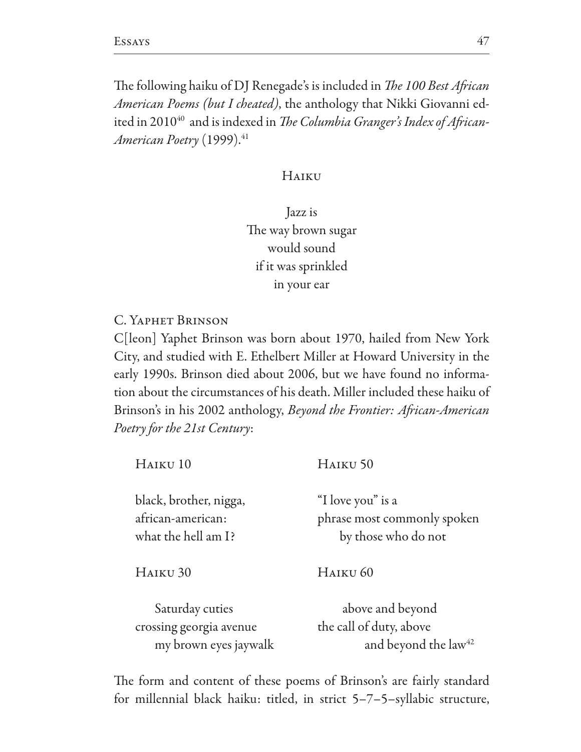The following haiku of DJ Renegade's is included in *The 100 Best African American Poems (but I cheated)*, the anthology that Nikki Giovanni edited in 2010[40] and is indexed in *The Columbia Granger's Index of African-American Poetry* (1999).[41]

### Haiku

Jazz is
The way brown sugar
would sound
if it was sprinkled
in your ear

C. Yaphet Brinson

C[leon] Yaphet Brinson was born about 1970, hailed from New York City, and studied with E. Ethelbert Miller at Howard University in the early 1990s. Brinson died about 2006, but we have found no information about the circumstances of his death. Miller included these haiku of Brinson's in his 2002 anthology, *Beyond the Frontier: African-American Poetry for the 21st Century*:

Haiku 10

black, brother, nigga,
african-american:
what the hell am I?

Haiku 30

Saturday cuties
crossing georgia avenue
my brown eyes jaywalk

Haiku 50

"I love you" is a
phrase most commonly spoken
by those who do not

Haiku 60

above and beyond
the call of duty, above
and beyond the law[42]

The form and content of these poems of Brinson's are fairly standard for millennial black haiku: titled, in strict 5–7–5–syllabic structure,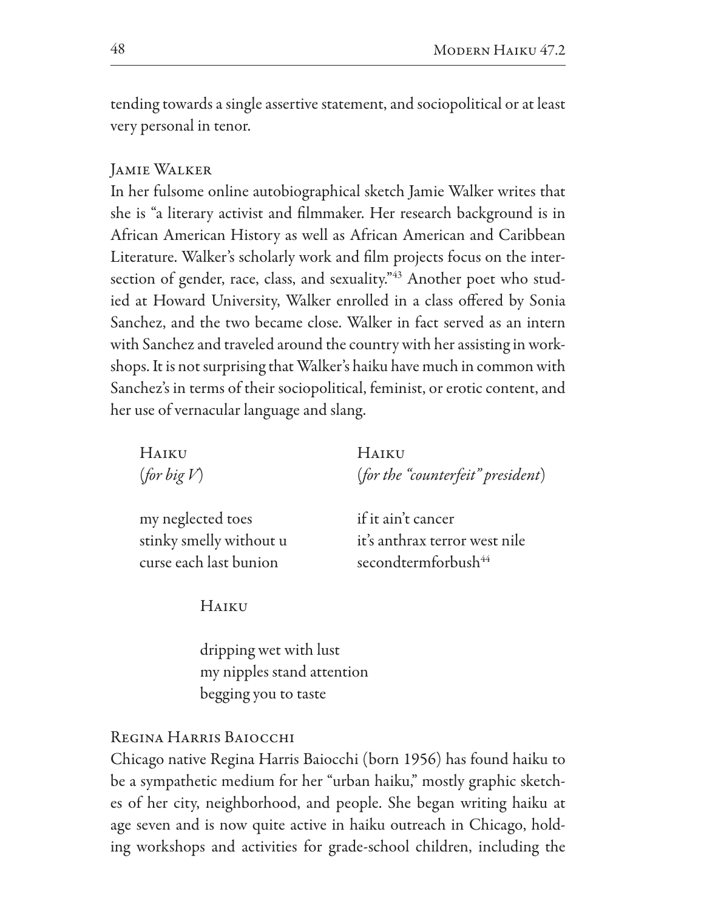tending towards a single assertive statement, and sociopolitical or at least very personal in tenor.

### Jamie Walker

In her fulsome online autobiographical sketch Jamie Walker writes that she is "a literary activist and filmmaker. Her research background is in African American History as well as African American and Caribbean Literature. Walker's scholarly work and film projects focus on the intersection of gender, race, class, and sexuality."[43] Another poet who studied at Howard University, Walker enrolled in a class offered by Sonia Sanchez, and the two became close. Walker in fact served as an intern with Sanchez and traveled around the country with her assisting in workshops. It is not surprising that Walker's haiku have much in common with Sanchez's in terms of their sociopolitical, feminist, or erotic content, and her use of vernacular language and slang.

Haiku
(*for big V*)

my neglected toes
stinky smelly without u
curse each last bunion

Haiku
(*for the "counterfeit" president*)

if it ain't cancer
it's anthrax terror west nile
secondtermforbush[44]

Haiku

dripping wet with lust
my nipples stand attention
begging you to taste

### Regina Harris Baiocchi

Chicago native Regina Harris Baiocchi (born 1956) has found haiku to be a sympathetic medium for her "urban haiku," mostly graphic sketches of her city, neighborhood, and people. She began writing haiku at age seven and is now quite active in haiku outreach in Chicago, holding workshops and activities for grade-school children, including the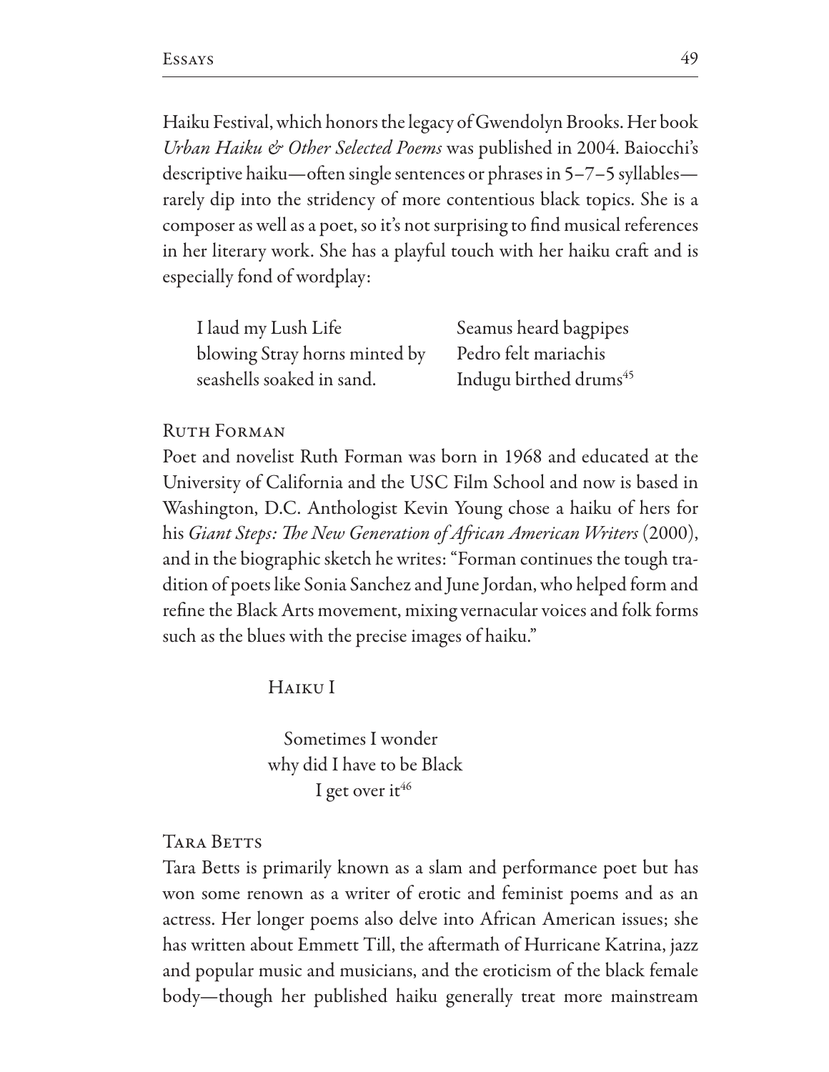Haiku Festival, which honors the legacy of Gwendolyn Brooks. Her book *Urban Haiku & Other Selected Poems* was published in 2004. Baiocchi's descriptive haiku—often single sentences or phrases in 5–7–5 syllables—rarely dip into the stridency of more contentious black topics. She is a composer as well as a poet, so it's not surprising to find musical references in her literary work. She has a playful touch with her haiku craft and is especially fond of wordplay:

I laud my Lush Life
blowing Stray horns minted by
seashells soaked in sand.

Seamus heard bagpipes
Pedro felt mariachis
Indugu birthed drums[45]

### Ruth Forman

Poet and novelist Ruth Forman was born in 1968 and educated at the University of California and the USC Film School and now is based in Washington, D.C. Anthologist Kevin Young chose a haiku of hers for his *Giant Steps: The New Generation of African American Writers* (2000), and in the biographic sketch he writes: "Forman continues the tough tradition of poets like Sonia Sanchez and June Jordan, who helped form and refine the Black Arts movement, mixing vernacular voices and folk forms such as the blues with the precise images of haiku."

Haiku I

Sometimes I wonder
why did I have to be Black
I get over it[46]

### Tara Betts

Tara Betts is primarily known as a slam and performance poet but has won some renown as a writer of erotic and feminist poems and as an actress. Her longer poems also delve into African American issues; she has written about Emmett Till, the aftermath of Hurricane Katrina, jazz and popular music and musicians, and the eroticism of the black female body—though her published haiku generally treat more mainstream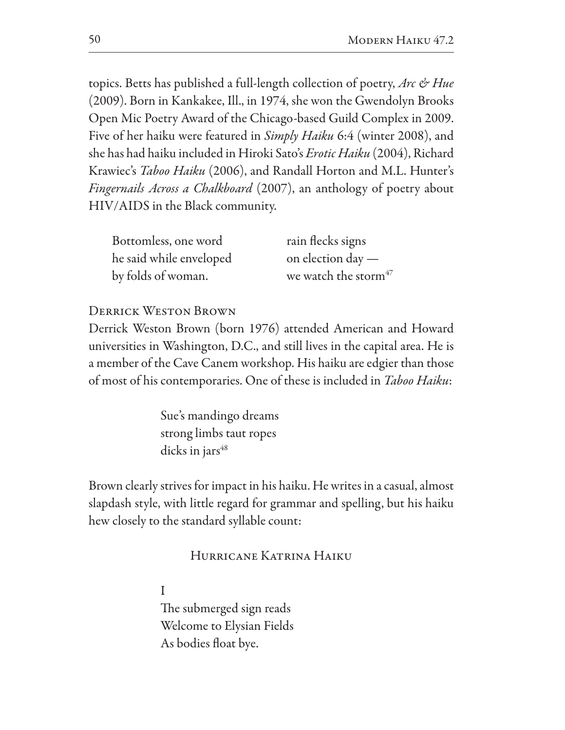topics. Betts has published a full-length collection of poetry, *Arc & Hue* (2009). Born in Kankakee, Ill., in 1974, she won the Gwendolyn Brooks Open Mic Poetry Award of the Chicago-based Guild Complex in 2009. Five of her haiku were featured in *Simply Haiku* 6:4 (winter 2008), and she has had haiku included in Hiroki Sato's *Erotic Haiku* (2004), Richard Krawiec's *Taboo Haiku* (2006), and Randall Horton and M.L. Hunter's *Fingernails Across a Chalkboard* (2007), an anthology of poetry about HIV/AIDS in the Black community.

> Bottomless, one word
> he said while enveloped
> by folds of woman.

> rain flecks signs
> on election day —
> we watch the storm[47]

### Derrick Weston Brown

Derrick Weston Brown (born 1976) attended American and Howard universities in Washington, D.C., and still lives in the capital area. He is a member of the Cave Canem workshop. His haiku are edgier than those of most of his contemporaries. One of these is included in *Taboo Haiku*:

> Sue's mandingo dreams
> strong limbs taut ropes
> dicks in jars[48]

Brown clearly strives for impact in his haiku. He writes in a casual, almost slapdash style, with little regard for grammar and spelling, but his haiku hew closely to the standard syllable count:

#### Hurricane Katrina Haiku

> I
> The submerged sign reads
> Welcome to Elysian Fields
> As bodies float bye.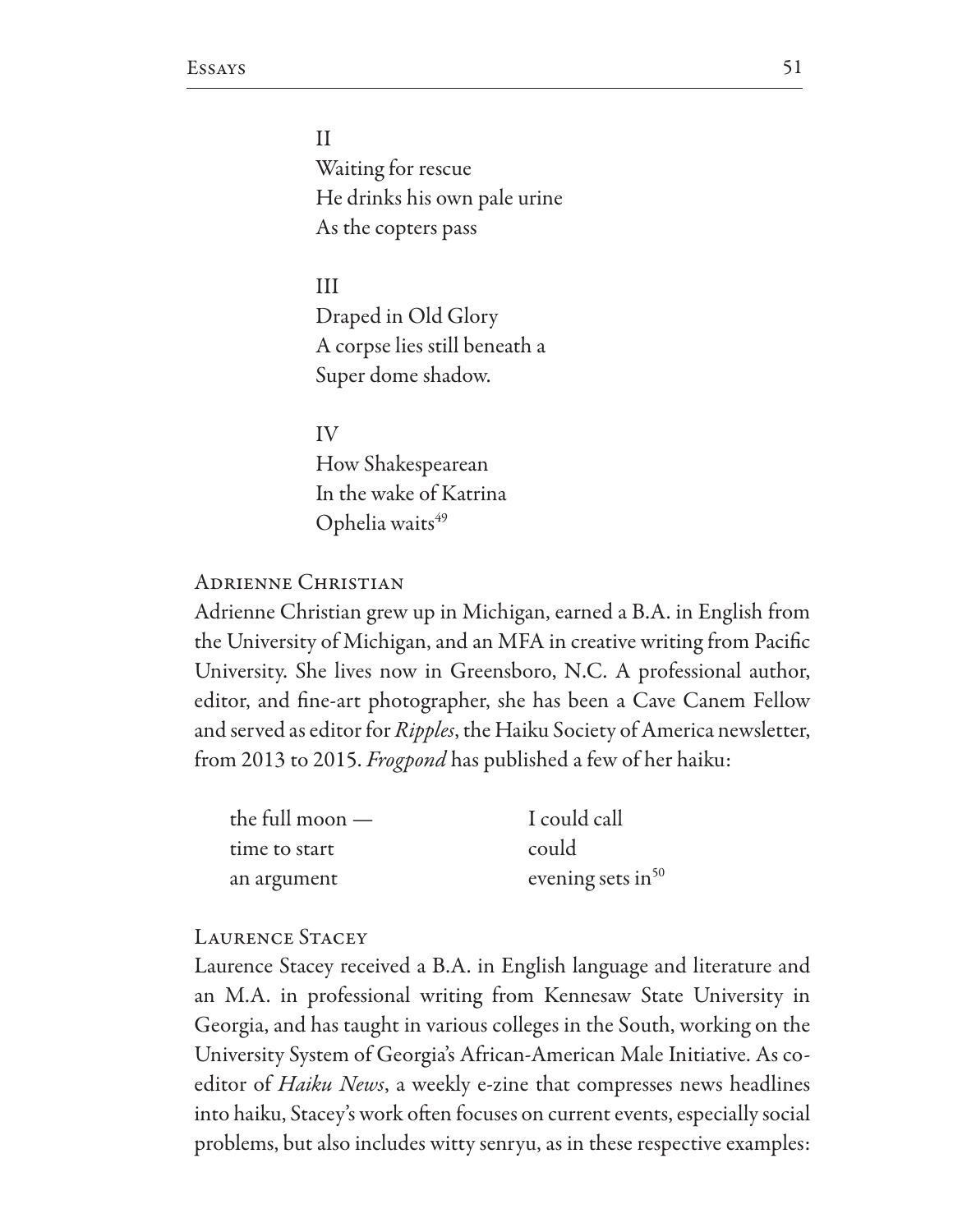II
Waiting for rescue
He drinks his own pale urine
As the copters pass

III
Draped in Old Glory
A corpse lies still beneath a
Super dome shadow.

IV
How Shakespearean
In the wake of Katrina
Ophelia waits[49]

### Adrienne Christian

Adrienne Christian grew up in Michigan, earned a B.A. in English from the University of Michigan, and an MFA in creative writing from Pacific University. She lives now in Greensboro, N.C. A professional author, editor, and fine-art photographer, she has been a Cave Canem Fellow and served as editor for *Ripples*, the Haiku Society of America newsletter, from 2013 to 2015. *Frogpond* has published a few of her haiku:

the full moon —
time to start
an argument

I could call
could
evening sets in[50]

### Laurence Stacey

Laurence Stacey received a B.A. in English language and literature and an M.A. in professional writing from Kennesaw State University in Georgia, and has taught in various colleges in the South, working on the University System of Georgia's African-American Male Initiative. As co-editor of *Haiku News*, a weekly e-zine that compresses news headlines into haiku, Stacey's work often focuses on current events, especially social problems, but also includes witty senryu, as in these respective examples: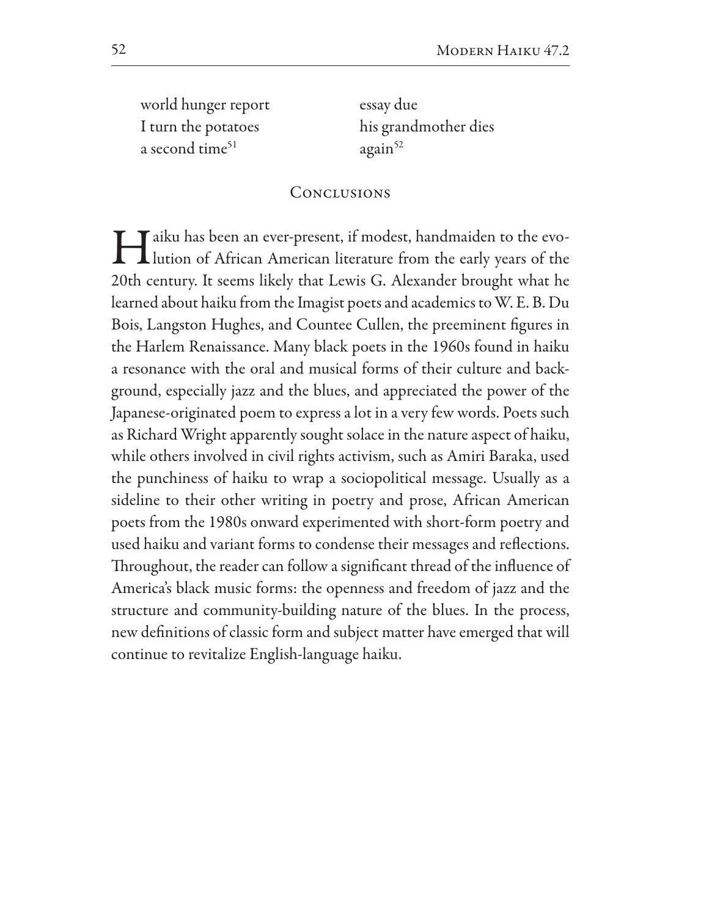world hunger report
I turn the potatoes
a second time[51]

essay due
his grandmother dies
again[52]

## Conclusions

Haiku has been an ever-present, if modest, handmaiden to the evolution of African American literature from the early years of the 20th century. It seems likely that Lewis G. Alexander brought what he learned about haiku from the Imagist poets and academics to W. E. B. Du Bois, Langston Hughes, and Countee Cullen, the preeminent figures in the Harlem Renaissance. Many black poets in the 1960s found in haiku a resonance with the oral and musical forms of their culture and background, especially jazz and the blues, and appreciated the power of the Japanese-originated poem to express a lot in a very few words. Poets such as Richard Wright apparently sought solace in the nature aspect of haiku, while others involved in civil rights activism, such as Amiri Baraka, used the punchiness of haiku to wrap a sociopolitical message. Usually as a sideline to their other writing in poetry and prose, African American poets from the 1980s onward experimented with short-form poetry and used haiku and variant forms to condense their messages and reflections. Throughout, the reader can follow a significant thread of the influence of America's black music forms: the openness and freedom of jazz and the structure and community-building nature of the blues. In the process, new definitions of classic form and subject matter have emerged that will continue to revitalize English-language haiku.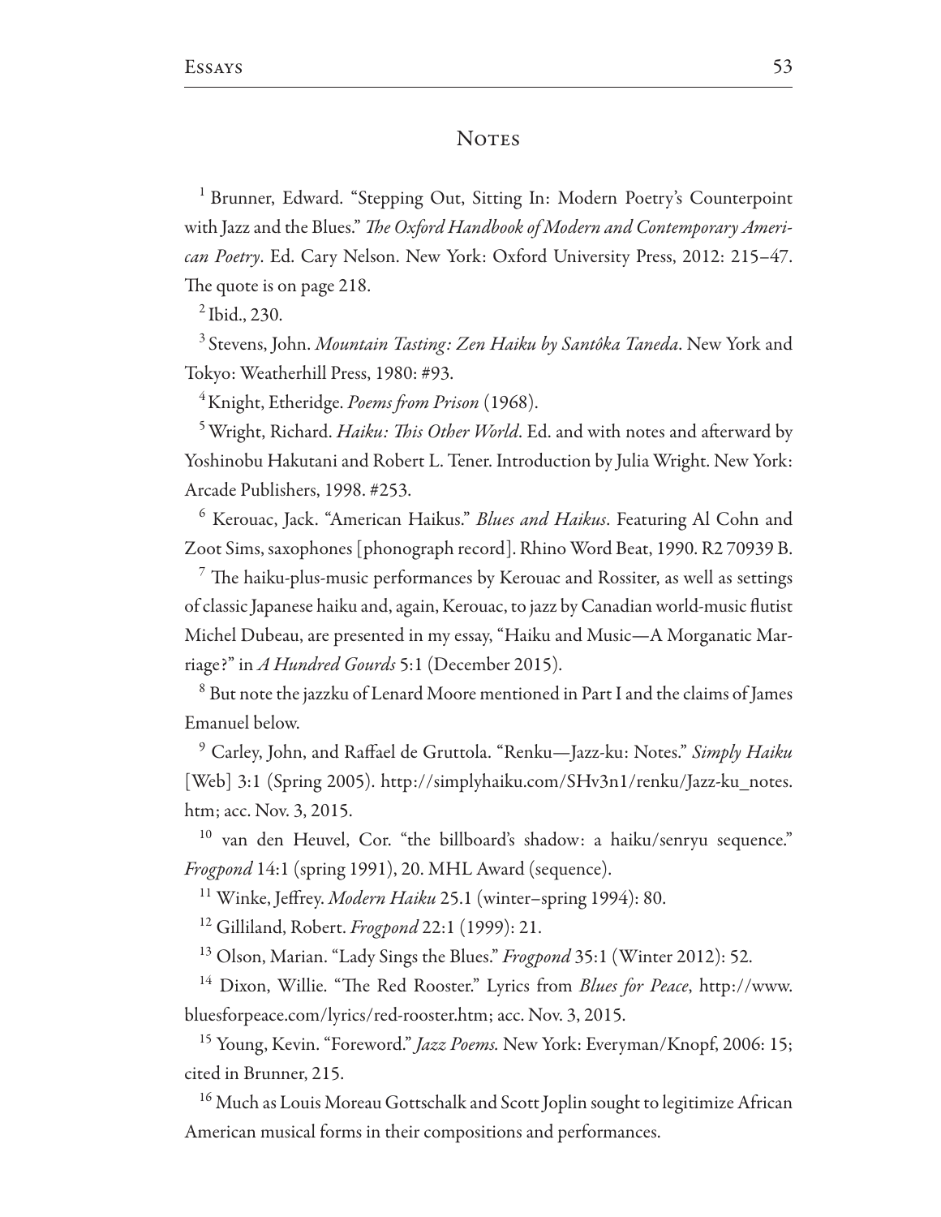## Notes

[1] Brunner, Edward. "Stepping Out, Sitting In: Modern Poetry's Counterpoint with Jazz and the Blues." *The Oxford Handbook of Modern and Contemporary American Poetry*. Ed. Cary Nelson. New York: Oxford University Press, 2012: 215–47. The quote is on page 218.

[2] Ibid., 230.

[3] Stevens, John. *Mountain Tasting: Zen Haiku by Santôka Taneda*. New York and Tokyo: Weatherhill Press, 1980: #93.

[4] Knight, Etheridge. *Poems from Prison* (1968).

[5] Wright, Richard. *Haiku: This Other World*. Ed. and with notes and afterward by Yoshinobu Hakutani and Robert L. Tener. Introduction by Julia Wright. New York: Arcade Publishers, 1998. #253.

[6] Kerouac, Jack. "American Haikus." *Blues and Haikus*. Featuring Al Cohn and Zoot Sims, saxophones [phonograph record]. Rhino Word Beat, 1990. R2 70939 B.

[7] The haiku-plus-music performances by Kerouac and Rossiter, as well as settings of classic Japanese haiku and, again, Kerouac, to jazz by Canadian world-music flutist Michel Dubeau, are presented in my essay, "Haiku and Music—A Morganatic Marriage?" in *A Hundred Gourds* 5:1 (December 2015).

[8] But note the jazzku of Lenard Moore mentioned in Part I and the claims of James Emanuel below.

[9] Carley, John, and Raffael de Gruttola. "Renku—Jazz-ku: Notes." *Simply Haiku* [Web] 3:1 (Spring 2005). http://simplyhaiku.com/SHv3n1/renku/Jazz-ku_notes.htm; acc. Nov. 3, 2015.

[10] van den Heuvel, Cor. "the billboard's shadow: a haiku/senryu sequence." *Frogpond* 14:1 (spring 1991), 20. MHL Award (sequence).

[11] Winke, Jeffrey. *Modern Haiku* 25.1 (winter–spring 1994): 80.

[12] Gilliland, Robert. *Frogpond* 22:1 (1999): 21.

[13] Olson, Marian. "Lady Sings the Blues." *Frogpond* 35:1 (Winter 2012): 52.

[14] Dixon, Willie. "The Red Rooster." Lyrics from *Blues for Peace*, http://www.bluesforpeace.com/lyrics/red-rooster.htm; acc. Nov. 3, 2015.

[15] Young, Kevin. "Foreword." *Jazz Poems.* New York: Everyman/Knopf, 2006: 15; cited in Brunner, 215.

[16] Much as Louis Moreau Gottschalk and Scott Joplin sought to legitimize African American musical forms in their compositions and performances.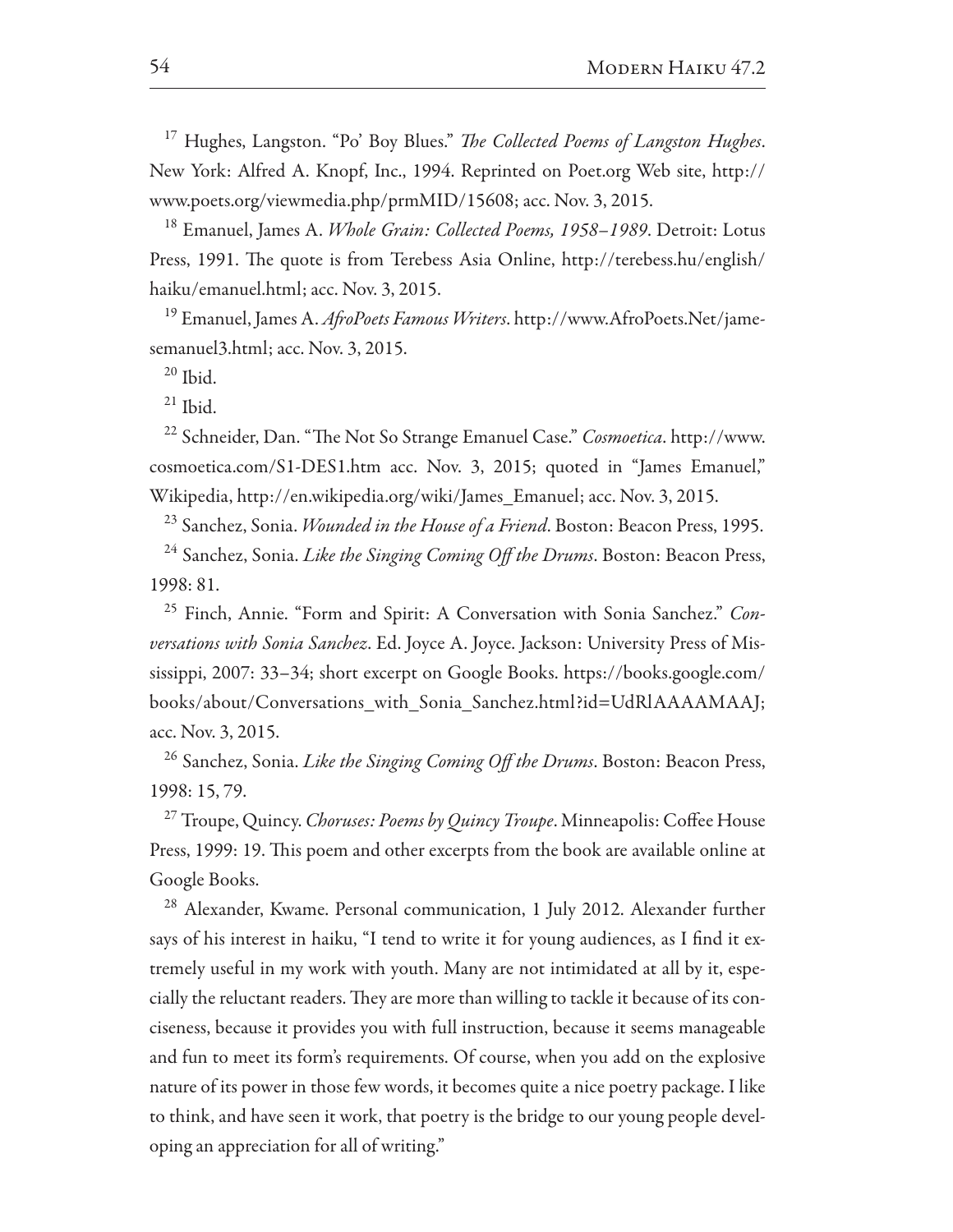[17] Hughes, Langston. "Po' Boy Blues." *The Collected Poems of Langston Hughes*. New York: Alfred A. Knopf, Inc., 1994. Reprinted on Poet.org Web site, http://www.poets.org/viewmedia.php/prmMID/15608; acc. Nov. 3, 2015.

[18] Emanuel, James A. *Whole Grain: Collected Poems, 1958–1989*. Detroit: Lotus Press, 1991. The quote is from Terebess Asia Online, http://terebess.hu/english/haiku/emanuel.html; acc. Nov. 3, 2015.

[19] Emanuel, James A. *AfroPoets Famous Writers*. http://www.AfroPoets.Net/jamesemanuel3.html; acc. Nov. 3, 2015.

[20] Ibid.

[21] Ibid.

[22] Schneider, Dan. "The Not So Strange Emanuel Case." *Cosmoetica*. http://www.cosmoetica.com/S1-DES1.htm acc. Nov. 3, 2015; quoted in "James Emanuel," Wikipedia, http://en.wikipedia.org/wiki/James_Emanuel; acc. Nov. 3, 2015.

[23] Sanchez, Sonia. *Wounded in the House of a Friend*. Boston: Beacon Press, 1995.

[24] Sanchez, Sonia. *Like the Singing Coming Off the Drums*. Boston: Beacon Press, 1998: 81.

[25] Finch, Annie. "Form and Spirit: A Conversation with Sonia Sanchez." *Conversations with Sonia Sanchez*. Ed. Joyce A. Joyce. Jackson: University Press of Mississippi, 2007: 33–34; short excerpt on Google Books. https://books.google.com/books/about/Conversations_with_Sonia_Sanchez.html?id=UdRlAAAAMAAJ; acc. Nov. 3, 2015.

[26] Sanchez, Sonia. *Like the Singing Coming Off the Drums*. Boston: Beacon Press, 1998: 15, 79.

[27] Troupe, Quincy. *Choruses: Poems by Quincy Troupe*. Minneapolis: Coffee House Press, 1999: 19. This poem and other excerpts from the book are available online at Google Books.

[28] Alexander, Kwame. Personal communication, 1 July 2012. Alexander further says of his interest in haiku, "I tend to write it for young audiences, as I find it extremely useful in my work with youth. Many are not intimidated at all by it, especially the reluctant readers. They are more than willing to tackle it because of its conciseness, because it provides you with full instruction, because it seems manageable and fun to meet its form's requirements. Of course, when you add on the explosive nature of its power in those few words, it becomes quite a nice poetry package. I like to think, and have seen it work, that poetry is the bridge to our young people developing an appreciation for all of writing."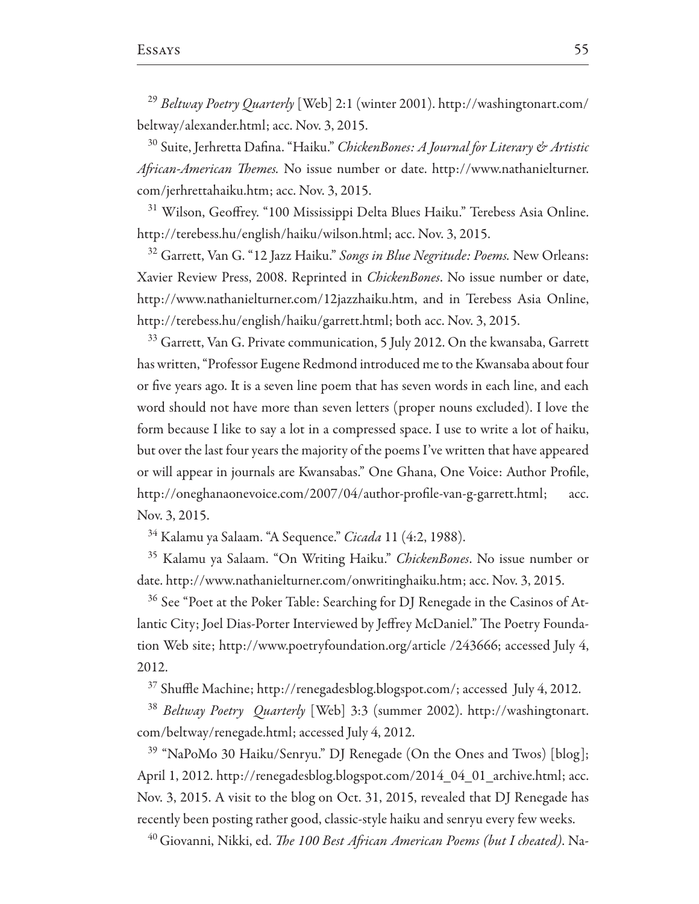[29] *Beltway Poetry Quarterly* [Web] 2:1 (winter 2001). http://washingtonart.com/beltway/alexander.html; acc. Nov. 3, 2015.

[30] Suite, Jerhretta Dafina. "Haiku." *ChickenBones: A Journal for Literary & Artistic African-American Themes.* No issue number or date. http://www.nathanielturner.com/jerhrettahaiku.htm; acc. Nov. 3, 2015.

[31] Wilson, Geoffrey. "100 Mississippi Delta Blues Haiku." Terebess Asia Online. http://terebess.hu/english/haiku/wilson.html; acc. Nov. 3, 2015.

[32] Garrett, Van G. "12 Jazz Haiku." *Songs in Blue Negritude: Poems.* New Orleans: Xavier Review Press, 2008. Reprinted in *ChickenBones*. No issue number or date, http://www.nathanielturner.com/12jazzhaiku.htm, and in Terebess Asia Online, http://terebess.hu/english/haiku/garrett.html; both acc. Nov. 3, 2015.

[33] Garrett, Van G. Private communication, 5 July 2012. On the kwansaba, Garrett has written, "Professor Eugene Redmond introduced me to the Kwansaba about four or five years ago. It is a seven line poem that has seven words in each line, and each word should not have more than seven letters (proper nouns excluded). I love the form because I like to say a lot in a compressed space. I use to write a lot of haiku, but over the last four years the majority of the poems I've written that have appeared or will appear in journals are Kwansabas." One Ghana, One Voice: Author Profile, http://oneghanaonevoice.com/2007/04/author-profile-van-g-garrett.html; acc. Nov. 3, 2015.

[34] Kalamu ya Salaam. "A Sequence." *Cicada* 11 (4:2, 1988).

[35] Kalamu ya Salaam. "On Writing Haiku." *ChickenBones*. No issue number or date. http://www.nathanielturner.com/onwritinghaiku.htm; acc. Nov. 3, 2015.

[36] See "Poet at the Poker Table: Searching for DJ Renegade in the Casinos of Atlantic City; Joel Dias-Porter Interviewed by Jeffrey McDaniel." The Poetry Foundation Web site; http://www.poetryfoundation.org/article /243666; accessed July 4, 2012.

[37] Shuffle Machine; http://renegadesblog.blogspot.com/; accessed July 4, 2012.

[38] *Beltway Poetry Quarterly* [Web] 3:3 (summer 2002). http://washingtonart.com/beltway/renegade.html; accessed July 4, 2012.

[39] "NaPoMo 30 Haiku/Senryu." DJ Renegade (On the Ones and Twos) [blog]; April 1, 2012. http://renegadesblog.blogspot.com/2014_04_01_archive.html; acc. Nov. 3, 2015. A visit to the blog on Oct. 31, 2015, revealed that DJ Renegade has recently been posting rather good, classic-style haiku and senryu every few weeks.

[40] Giovanni, Nikki, ed. *The 100 Best African American Poems (but I cheated)*. Na-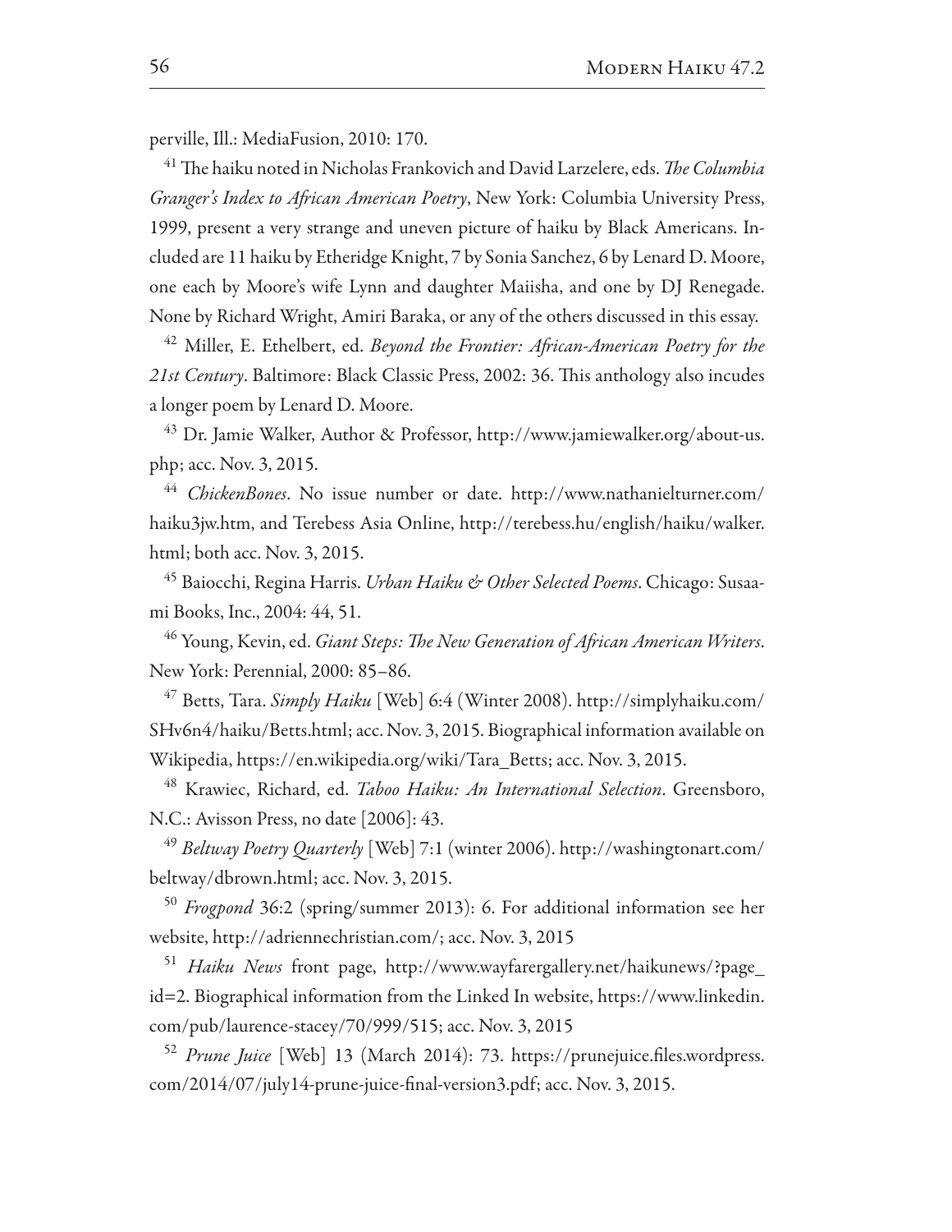perville, Ill.: MediaFusion, 2010: 170.

[41] The haiku noted in Nicholas Frankovich and David Larzelere, eds. *The Columbia Granger's Index to African American Poetry*, New York: Columbia University Press, 1999, present a very strange and uneven picture of haiku by Black Americans. Included are 11 haiku by Etheridge Knight, 7 by Sonia Sanchez, 6 by Lenard D. Moore, one each by Moore's wife Lynn and daughter Maiisha, and one by DJ Renegade. None by Richard Wright, Amiri Baraka, or any of the others discussed in this essay.

[42] Miller, E. Ethelbert, ed. *Beyond the Frontier: African-American Poetry for the 21st Century*. Baltimore: Black Classic Press, 2002: 36. This anthology also incudes a longer poem by Lenard D. Moore.

[43] Dr. Jamie Walker, Author & Professor, http://www.jamiewalker.org/about-us.php; acc. Nov. 3, 2015.

[44] *ChickenBones*. No issue number or date. http://www.nathanielturner.com/haiku3jw.htm, and Terebess Asia Online, http://terebess.hu/english/haiku/walker.html; both acc. Nov. 3, 2015.

[45] Baiocchi, Regina Harris. *Urban Haiku & Other Selected Poems*. Chicago: Susaami Books, Inc., 2004: 44, 51.

[46] Young, Kevin, ed. *Giant Steps: The New Generation of African American Writers*. New York: Perennial, 2000: 85–86.

[47] Betts, Tara. *Simply Haiku* [Web] 6:4 (Winter 2008). http://simplyhaiku.com/SHv6n4/haiku/Betts.html; acc. Nov. 3, 2015. Biographical information available on Wikipedia, https://en.wikipedia.org/wiki/Tara_Betts; acc. Nov. 3, 2015.

[48] Krawiec, Richard, ed. *Taboo Haiku: An International Selection*. Greensboro, N.C.: Avisson Press, no date [2006]: 43.

[49] *Beltway Poetry Quarterly* [Web] 7:1 (winter 2006). http://washingtonart.com/beltway/dbrown.html; acc. Nov. 3, 2015.

[50] *Frogpond* 36:2 (spring/summer 2013): 6. For additional information see her website, http://adriennechristian.com/; acc. Nov. 3, 2015

[51] *Haiku News* front page, http://www.wayfarergallery.net/haikunews/?page_id=2. Biographical information from the Linked In website, https://www.linkedin.com/pub/laurence-stacey/70/999/515; acc. Nov. 3, 2015

[52] *Prune Juice* [Web] 13 (March 2014): 73. https://prunejuice.files.wordpress.com/2014/07/july14-prune-juice-final-version3.pdf; acc. Nov. 3, 2015.